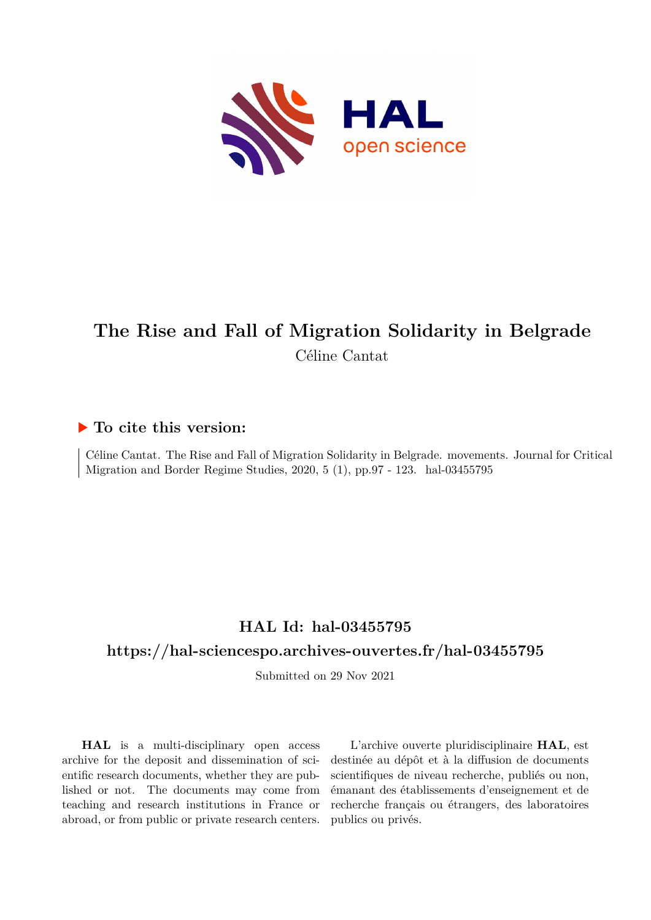# The Rise and Fall of Migration Solidarity in Belgrade

Céline Cantat

## ▶ To cite this version:

Céline Cantat. The Rise and Fall of Migration Solidarity in Belgrade. movements. Journal for Critical Migration and Border Regime Studies, 2020, 5 (1), pp.97 - 123. hal-03455795

## HAL Id: hal-03455795

## https://hal-sciencespo.archives-ouvertes.fr/hal-03455795

Submitted on 29 Nov 2021

**HAL** is a multi-disciplinary open access archive for the deposit and dissemination of scientific research documents, whether they are published or not. The documents may come from teaching and research institutions in France or abroad, or from public or private research centers.

L'archive ouverte pluridisciplinaire **HAL**, est destinée au dépôt et à la diffusion de documents scientifiques de niveau recherche, publiés ou non, émanant des établissements d'enseignement et de recherche français ou étrangers, des laboratoires publics ou privés.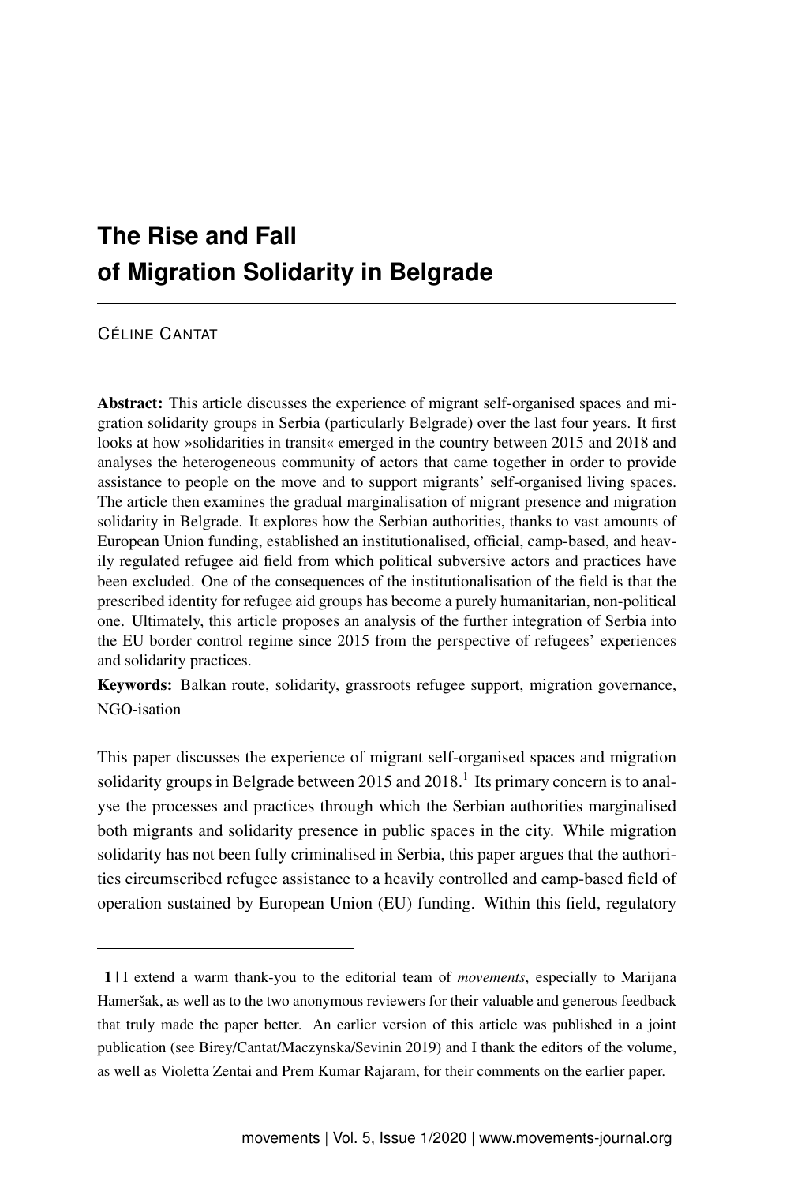# The Rise and Fall of Migration Solidarity in Belgrade

CÉLINE CANTAT

**Abstract:** This article discusses the experience of migrant self-organised spaces and migration solidarity groups in Serbia (particularly Belgrade) over the last four years. It first looks at how »solidarities in transit« emerged in the country between 2015 and 2018 and analyses the heterogeneous community of actors that came together in order to provide assistance to people on the move and to support migrants' self-organised living spaces. The article then examines the gradual marginalisation of migrant presence and migration solidarity in Belgrade. It explores how the Serbian authorities, thanks to vast amounts of European Union funding, established an institutionalised, official, camp-based, and heavily regulated refugee aid field from which political subversive actors and practices have been excluded. One of the consequences of the institutionalisation of the field is that the prescribed identity for refugee aid groups has become a purely humanitarian, non-political one. Ultimately, this article proposes an analysis of the further integration of Serbia into the EU border control regime since 2015 from the perspective of refugees' experiences and solidarity practices.

**Keywords:** Balkan route, solidarity, grassroots refugee support, migration governance, NGO-isation

This paper discusses the experience of migrant self-organised spaces and migration solidarity groups in Belgrade between 2015 and 2018.[1] Its primary concern is to analyse the processes and practices through which the Serbian authorities marginalised both migrants and solidarity presence in public spaces in the city. While migration solidarity has not been fully criminalised in Serbia, this paper argues that the authorities circumscribed refugee assistance to a heavily controlled and camp-based field of operation sustained by European Union (EU) funding. Within this field, regulatory

---

**1** | I extend a warm thank-you to the editorial team of *movements*, especially to Marijana Hameršak, as well as to the two anonymous reviewers for their valuable and generous feedback that truly made the paper better. An earlier version of this article was published in a joint publication (see Birey/Cantat/Maczynska/Sevinin 2019) and I thank the editors of the volume, as well as Violetta Zentai and Prem Kumar Rajaram, for their comments on the earlier paper.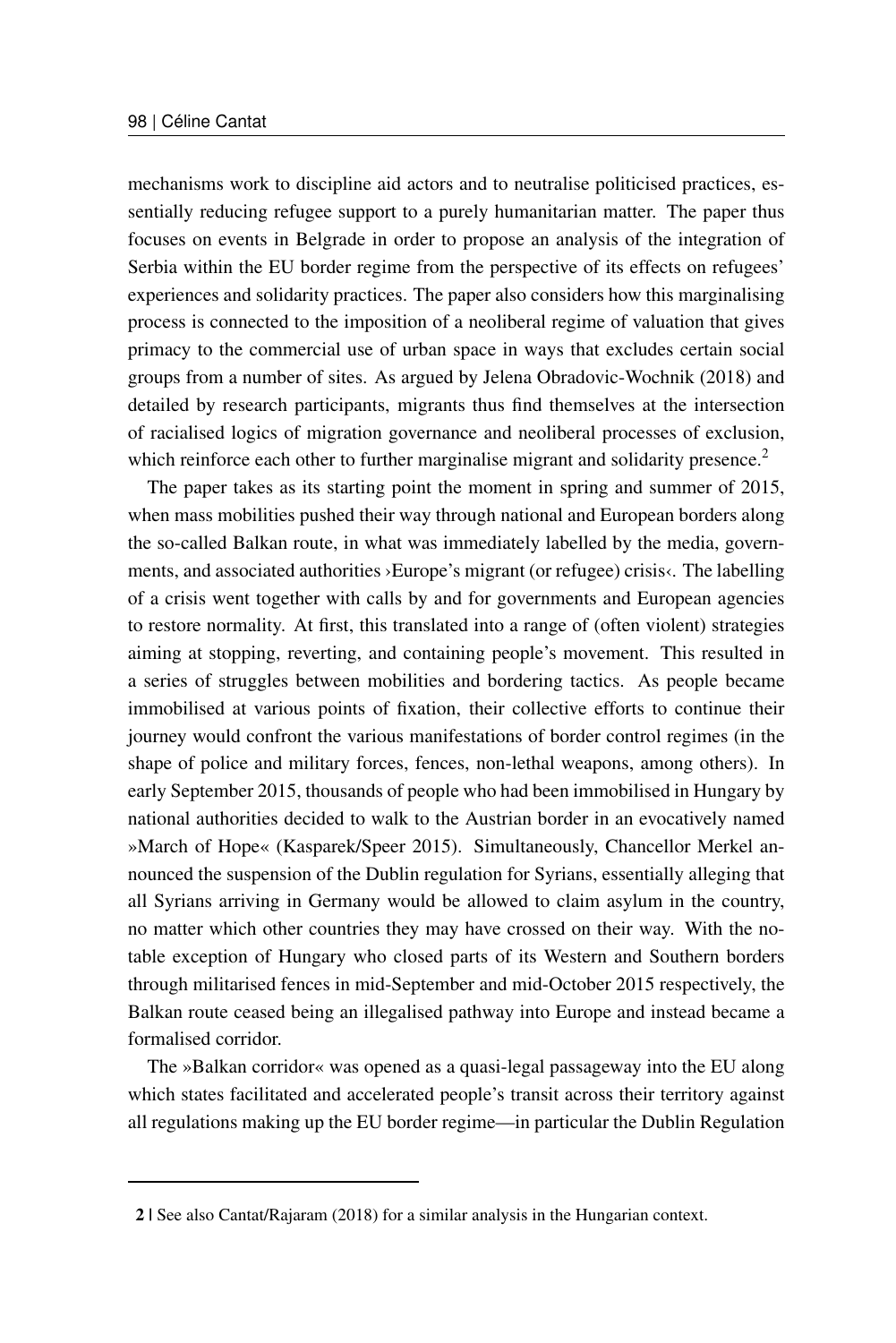mechanisms work to discipline aid actors and to neutralise politicised practices, essentially reducing refugee support to a purely humanitarian matter. The paper thus focuses on events in Belgrade in order to propose an analysis of the integration of Serbia within the EU border regime from the perspective of its effects on refugees' experiences and solidarity practices. The paper also considers how this marginalising process is connected to the imposition of a neoliberal regime of valuation that gives primacy to the commercial use of urban space in ways that excludes certain social groups from a number of sites. As argued by Jelena Obradovic-Wochnik (2018) and detailed by research participants, migrants thus find themselves at the intersection of racialised logics of migration governance and neoliberal processes of exclusion, which reinforce each other to further marginalise migrant and solidarity presence.[2]

The paper takes as its starting point the moment in spring and summer of 2015, when mass mobilities pushed their way through national and European borders along the so-called Balkan route, in what was immediately labelled by the media, governments, and associated authorities ›Europe's migrant (or refugee) crisis‹. The labelling of a crisis went together with calls by and for governments and European agencies to restore normality. At first, this translated into a range of (often violent) strategies aiming at stopping, reverting, and containing people's movement. This resulted in a series of struggles between mobilities and bordering tactics. As people became immobilised at various points of fixation, their collective efforts to continue their journey would confront the various manifestations of border control regimes (in the shape of police and military forces, fences, non-lethal weapons, among others). In early September 2015, thousands of people who had been immobilised in Hungary by national authorities decided to walk to the Austrian border in an evocatively named »March of Hope« (Kasparek/Speer 2015). Simultaneously, Chancellor Merkel announced the suspension of the Dublin regulation for Syrians, essentially alleging that all Syrians arriving in Germany would be allowed to claim asylum in the country, no matter which other countries they may have crossed on their way. With the notable exception of Hungary who closed parts of its Western and Southern borders through militarised fences in mid-September and mid-October 2015 respectively, the Balkan route ceased being an illegalised pathway into Europe and instead became a formalised corridor.

The »Balkan corridor« was opened as a quasi-legal passageway into the EU along which states facilitated and accelerated people's transit across their territory against all regulations making up the EU border regime—in particular the Dublin Regulation

---

2 | See also Cantat/Rajaram (2018) for a similar analysis in the Hungarian context.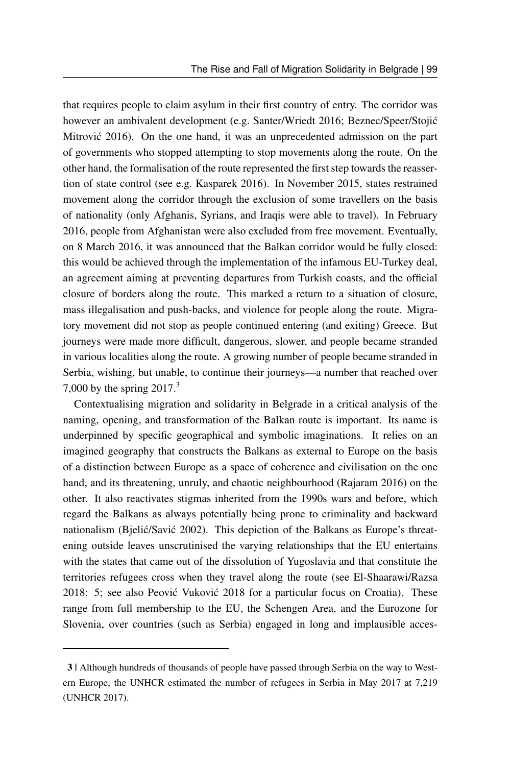that requires people to claim asylum in their first country of entry. The corridor was however an ambivalent development (e.g. Santer/Wriedt 2016; Beznec/Speer/Stojić Mitrović 2016). On the one hand, it was an unprecedented admission on the part of governments who stopped attempting to stop movements along the route. On the other hand, the formalisation of the route represented the first step towards the reassertion of state control (see e.g. Kasparek 2016). In November 2015, states restrained movement along the corridor through the exclusion of some travellers on the basis of nationality (only Afghanis, Syrians, and Iraqis were able to travel). In February 2016, people from Afghanistan were also excluded from free movement. Eventually, on 8 March 2016, it was announced that the Balkan corridor would be fully closed: this would be achieved through the implementation of the infamous EU-Turkey deal, an agreement aiming at preventing departures from Turkish coasts, and the official closure of borders along the route. This marked a return to a situation of closure, mass illegalisation and push-backs, and violence for people along the route. Migratory movement did not stop as people continued entering (and exiting) Greece. But journeys were made more difficult, dangerous, slower, and people became stranded in various localities along the route. A growing number of people became stranded in Serbia, wishing, but unable, to continue their journeys—a number that reached over 7,000 by the spring 2017.[3]

Contextualising migration and solidarity in Belgrade in a critical analysis of the naming, opening, and transformation of the Balkan route is important. Its name is underpinned by specific geographical and symbolic imaginations. It relies on an imagined geography that constructs the Balkans as external to Europe on the basis of a distinction between Europe as a space of coherence and civilisation on the one hand, and its threatening, unruly, and chaotic neighbourhood (Rajaram 2016) on the other. It also reactivates stigmas inherited from the 1990s wars and before, which regard the Balkans as always potentially being prone to criminality and backward nationalism (Bjelić/Savić 2002). This depiction of the Balkans as Europe's threatening outside leaves unscrutinised the varying relationships that the EU entertains with the states that came out of the dissolution of Yugoslavia and that constitute the territories refugees cross when they travel along the route (see El-Shaarawi/Razsa 2018: 5; see also Peović Vuković 2018 for a particular focus on Croatia). These range from full membership to the EU, the Schengen Area, and the Eurozone for Slovenia, over countries (such as Serbia) engaged in long and implausible acces-

**3 |** Although hundreds of thousands of people have passed through Serbia on the way to Western Europe, the UNHCR estimated the number of refugees in Serbia in May 2017 at 7,219 (UNHCR 2017).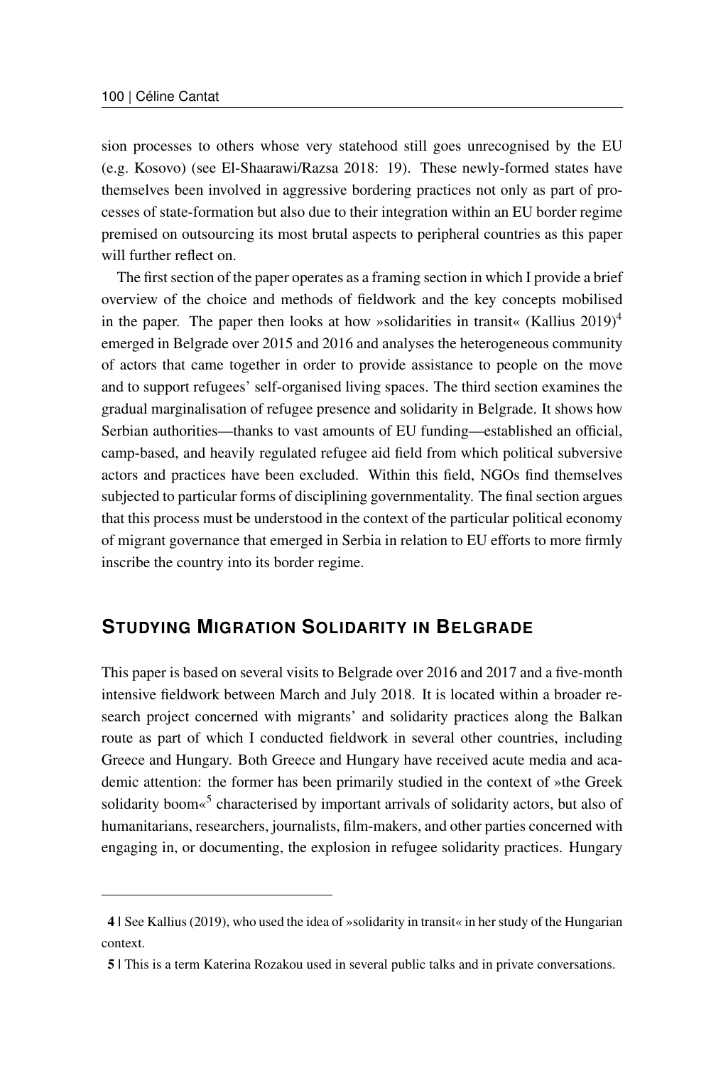sion processes to others whose very statehood still goes unrecognised by the EU (e.g. Kosovo) (see El-Shaarawi/Razsa 2018: 19). These newly-formed states have themselves been involved in aggressive bordering practices not only as part of processes of state-formation but also due to their integration within an EU border regime premised on outsourcing its most brutal aspects to peripheral countries as this paper will further reflect on.

The first section of the paper operates as a framing section in which I provide a brief overview of the choice and methods of fieldwork and the key concepts mobilised in the paper. The paper then looks at how »solidarities in transit« (Kallius 2019)[4] emerged in Belgrade over 2015 and 2016 and analyses the heterogeneous community of actors that came together in order to provide assistance to people on the move and to support refugees' self-organised living spaces. The third section examines the gradual marginalisation of refugee presence and solidarity in Belgrade. It shows how Serbian authorities—thanks to vast amounts of EU funding—established an official, camp-based, and heavily regulated refugee aid field from which political subversive actors and practices have been excluded. Within this field, NGOs find themselves subjected to particular forms of disciplining governmentality. The final section argues that this process must be understood in the context of the particular political economy of migrant governance that emerged in Serbia in relation to EU efforts to more firmly inscribe the country into its border regime.

## Studying Migration Solidarity in Belgrade

This paper is based on several visits to Belgrade over 2016 and 2017 and a five-month intensive fieldwork between March and July 2018. It is located within a broader research project concerned with migrants' and solidarity practices along the Balkan route as part of which I conducted fieldwork in several other countries, including Greece and Hungary. Both Greece and Hungary have received acute media and academic attention: the former has been primarily studied in the context of »the Greek solidarity boom«[5] characterised by important arrivals of solidarity actors, but also of humanitarians, researchers, journalists, film-makers, and other parties concerned with engaging in, or documenting, the explosion in refugee solidarity practices. Hungary

---

**4 |** See Kallius (2019), who used the idea of »solidarity in transit« in her study of the Hungarian context.

**5 |** This is a term Katerina Rozakou used in several public talks and in private conversations.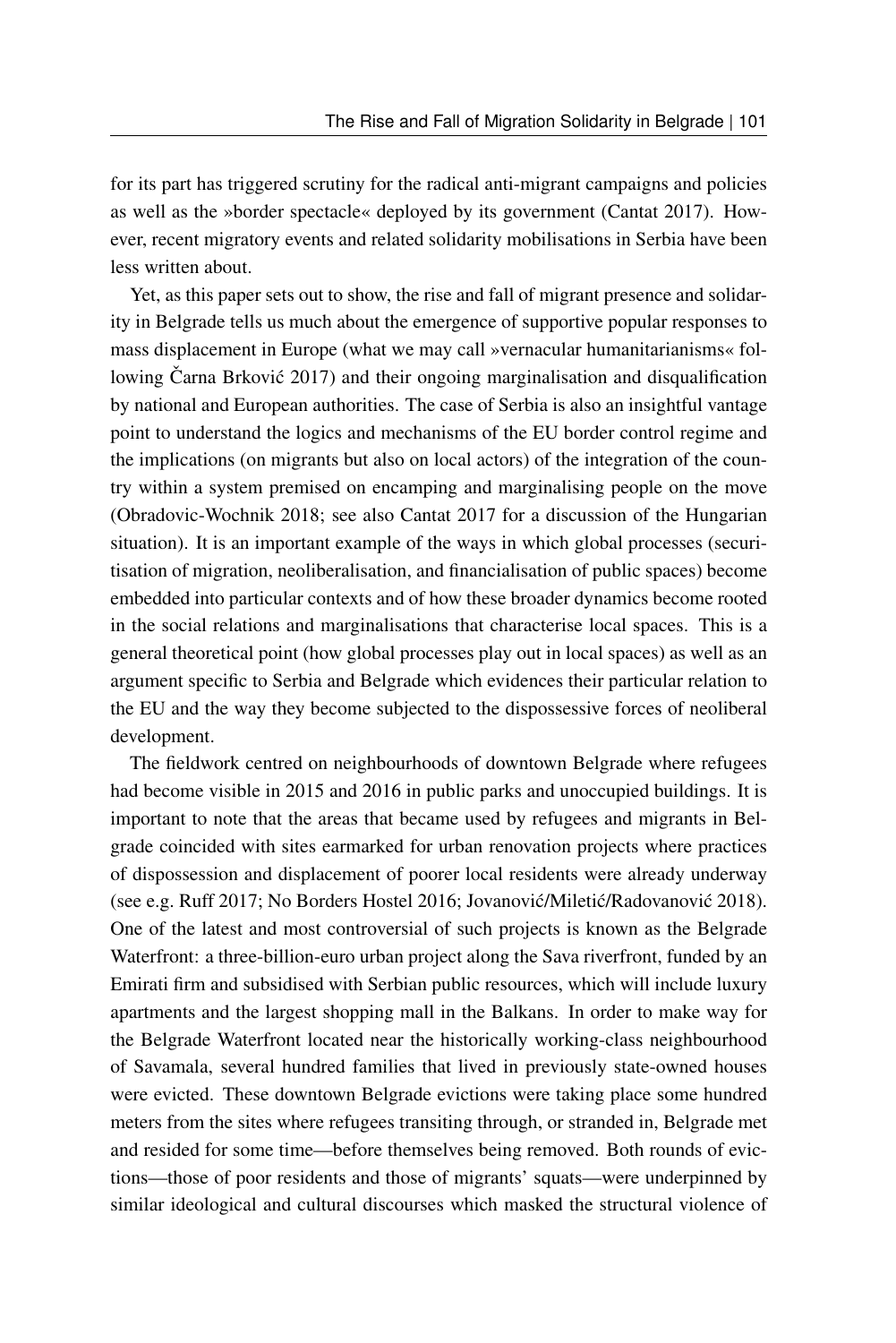for its part has triggered scrutiny for the radical anti-migrant campaigns and policies as well as the »border spectacle« deployed by its government (Cantat 2017). However, recent migratory events and related solidarity mobilisations in Serbia have been less written about.

Yet, as this paper sets out to show, the rise and fall of migrant presence and solidarity in Belgrade tells us much about the emergence of supportive popular responses to mass displacement in Europe (what we may call »vernacular humanitarianisms« following Čarna Brković 2017) and their ongoing marginalisation and disqualification by national and European authorities. The case of Serbia is also an insightful vantage point to understand the logics and mechanisms of the EU border control regime and the implications (on migrants but also on local actors) of the integration of the country within a system premised on encamping and marginalising people on the move (Obradovic-Wochnik 2018; see also Cantat 2017 for a discussion of the Hungarian situation). It is an important example of the ways in which global processes (securitisation of migration, neoliberalisation, and financialisation of public spaces) become embedded into particular contexts and of how these broader dynamics become rooted in the social relations and marginalisations that characterise local spaces. This is a general theoretical point (how global processes play out in local spaces) as well as an argument specific to Serbia and Belgrade which evidences their particular relation to the EU and the way they become subjected to the dispossessive forces of neoliberal development.

The fieldwork centred on neighbourhoods of downtown Belgrade where refugees had become visible in 2015 and 2016 in public parks and unoccupied buildings. It is important to note that the areas that became used by refugees and migrants in Belgrade coincided with sites earmarked for urban renovation projects where practices of dispossession and displacement of poorer local residents were already underway (see e.g. Ruff 2017; No Borders Hostel 2016; Jovanović/Miletić/Radovanović 2018). One of the latest and most controversial of such projects is known as the Belgrade Waterfront: a three-billion-euro urban project along the Sava riverfront, funded by an Emirati firm and subsidised with Serbian public resources, which will include luxury apartments and the largest shopping mall in the Balkans. In order to make way for the Belgrade Waterfront located near the historically working-class neighbourhood of Savamala, several hundred families that lived in previously state-owned houses were evicted. These downtown Belgrade evictions were taking place some hundred meters from the sites where refugees transiting through, or stranded in, Belgrade met and resided for some time—before themselves being removed. Both rounds of evictions—those of poor residents and those of migrants' squats—were underpinned by similar ideological and cultural discourses which masked the structural violence of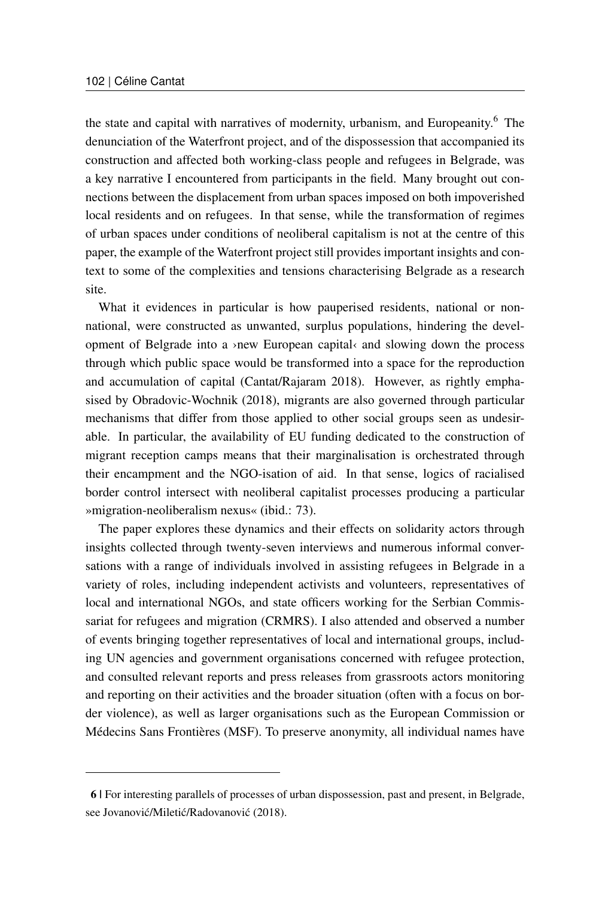the state and capital with narratives of modernity, urbanism, and Europeanity.[6] The denunciation of the Waterfront project, and of the dispossession that accompanied its construction and affected both working-class people and refugees in Belgrade, was a key narrative I encountered from participants in the field. Many brought out connections between the displacement from urban spaces imposed on both impoverished local residents and on refugees. In that sense, while the transformation of regimes of urban spaces under conditions of neoliberal capitalism is not at the centre of this paper, the example of the Waterfront project still provides important insights and context to some of the complexities and tensions characterising Belgrade as a research site.

What it evidences in particular is how pauperised residents, national or non-national, were constructed as unwanted, surplus populations, hindering the development of Belgrade into a ›new European capital‹ and slowing down the process through which public space would be transformed into a space for the reproduction and accumulation of capital (Cantat/Rajaram 2018). However, as rightly emphasised by Obradovic-Wochnik (2018), migrants are also governed through particular mechanisms that differ from those applied to other social groups seen as undesirable. In particular, the availability of EU funding dedicated to the construction of migrant reception camps means that their marginalisation is orchestrated through their encampment and the NGO-isation of aid. In that sense, logics of racialised border control intersect with neoliberal capitalist processes producing a particular »migration-neoliberalism nexus« (ibid.: 73).

The paper explores these dynamics and their effects on solidarity actors through insights collected through twenty-seven interviews and numerous informal conversations with a range of individuals involved in assisting refugees in Belgrade in a variety of roles, including independent activists and volunteers, representatives of local and international NGOs, and state officers working for the Serbian Commissariat for refugees and migration (CRMRS). I also attended and observed a number of events bringing together representatives of local and international groups, including UN agencies and government organisations concerned with refugee protection, and consulted relevant reports and press releases from grassroots actors monitoring and reporting on their activities and the broader situation (often with a focus on border violence), as well as larger organisations such as the European Commission or Médecins Sans Frontières (MSF). To preserve anonymity, all individual names have

---

**6** | For interesting parallels of processes of urban dispossession, past and present, in Belgrade, see Jovanović/Miletić/Radovanović (2018).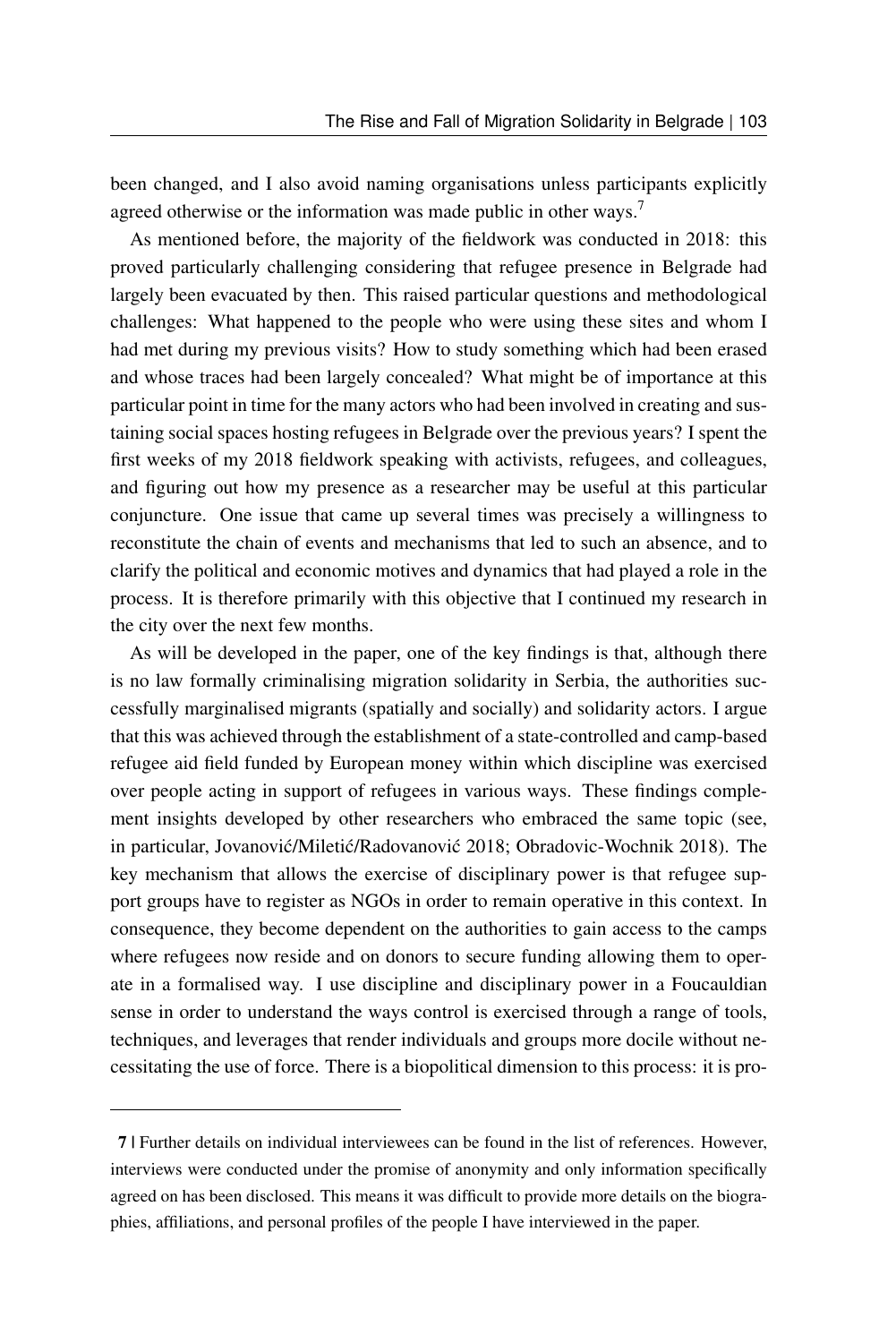been changed, and I also avoid naming organisations unless participants explicitly agreed otherwise or the information was made public in other ways.[7]

As mentioned before, the majority of the fieldwork was conducted in 2018: this proved particularly challenging considering that refugee presence in Belgrade had largely been evacuated by then. This raised particular questions and methodological challenges: What happened to the people who were using these sites and whom I had met during my previous visits? How to study something which had been erased and whose traces had been largely concealed? What might be of importance at this particular point in time for the many actors who had been involved in creating and sustaining social spaces hosting refugees in Belgrade over the previous years? I spent the first weeks of my 2018 fieldwork speaking with activists, refugees, and colleagues, and figuring out how my presence as a researcher may be useful at this particular conjuncture. One issue that came up several times was precisely a willingness to reconstitute the chain of events and mechanisms that led to such an absence, and to clarify the political and economic motives and dynamics that had played a role in the process. It is therefore primarily with this objective that I continued my research in the city over the next few months.

As will be developed in the paper, one of the key findings is that, although there is no law formally criminalising migration solidarity in Serbia, the authorities successfully marginalised migrants (spatially and socially) and solidarity actors. I argue that this was achieved through the establishment of a state-controlled and camp-based refugee aid field funded by European money within which discipline was exercised over people acting in support of refugees in various ways. These findings complement insights developed by other researchers who embraced the same topic (see, in particular, Jovanović/Miletić/Radovanović 2018; Obradovic-Wochnik 2018). The key mechanism that allows the exercise of disciplinary power is that refugee support groups have to register as NGOs in order to remain operative in this context. In consequence, they become dependent on the authorities to gain access to the camps where refugees now reside and on donors to secure funding allowing them to operate in a formalised way. I use discipline and disciplinary power in a Foucauldian sense in order to understand the ways control is exercised through a range of tools, techniques, and leverages that render individuals and groups more docile without necessitating the use of force. There is a biopolitical dimension to this process: it is pro-

---

**7** | Further details on individual interviewees can be found in the list of references. However, interviews were conducted under the promise of anonymity and only information specifically agreed on has been disclosed. This means it was difficult to provide more details on the biographies, affiliations, and personal profiles of the people I have interviewed in the paper.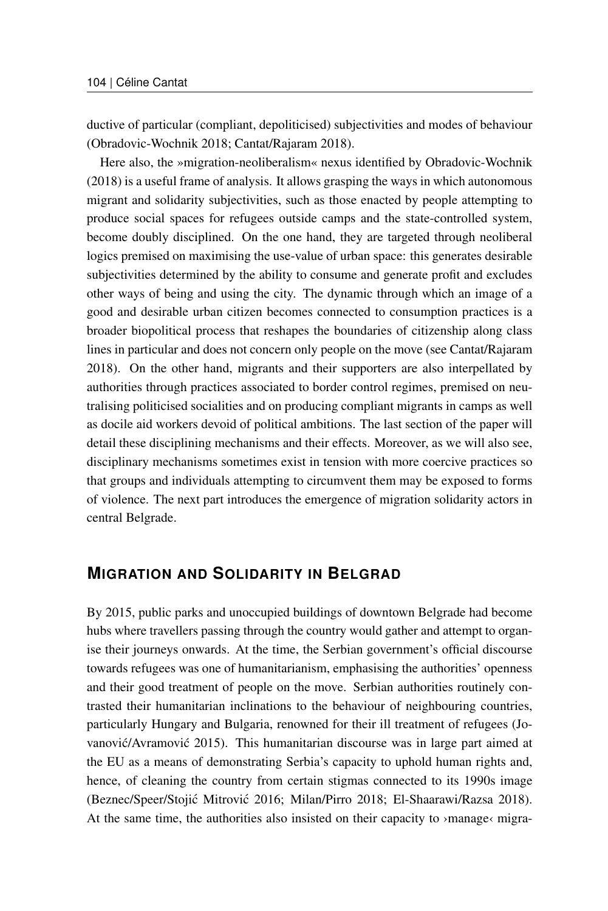ductive of particular (compliant, depoliticised) subjectivities and modes of behaviour (Obradovic-Wochnik 2018; Cantat/Rajaram 2018).

Here also, the »migration-neoliberalism« nexus identified by Obradovic-Wochnik (2018) is a useful frame of analysis. It allows grasping the ways in which autonomous migrant and solidarity subjectivities, such as those enacted by people attempting to produce social spaces for refugees outside camps and the state-controlled system, become doubly disciplined. On the one hand, they are targeted through neoliberal logics premised on maximising the use-value of urban space: this generates desirable subjectivities determined by the ability to consume and generate profit and excludes other ways of being and using the city. The dynamic through which an image of a good and desirable urban citizen becomes connected to consumption practices is a broader biopolitical process that reshapes the boundaries of citizenship along class lines in particular and does not concern only people on the move (see Cantat/Rajaram 2018). On the other hand, migrants and their supporters are also interpellated by authorities through practices associated to border control regimes, premised on neutralising politicised socialities and on producing compliant migrants in camps as well as docile aid workers devoid of political ambitions. The last section of the paper will detail these disciplining mechanisms and their effects. Moreover, as we will also see, disciplinary mechanisms sometimes exist in tension with more coercive practices so that groups and individuals attempting to circumvent them may be exposed to forms of violence. The next part introduces the emergence of migration solidarity actors in central Belgrade.

## Migration and Solidarity in Belgrad

By 2015, public parks and unoccupied buildings of downtown Belgrade had become hubs where travellers passing through the country would gather and attempt to organise their journeys onwards. At the time, the Serbian government's official discourse towards refugees was one of humanitarianism, emphasising the authorities' openness and their good treatment of people on the move. Serbian authorities routinely contrasted their humanitarian inclinations to the behaviour of neighbouring countries, particularly Hungary and Bulgaria, renowned for their ill treatment of refugees (Jovanović/Avramović 2015). This humanitarian discourse was in large part aimed at the EU as a means of demonstrating Serbia's capacity to uphold human rights and, hence, of cleaning the country from certain stigmas connected to its 1990s image (Beznec/Speer/Stojić Mitrović 2016; Milan/Pirro 2018; El-Shaarawi/Razsa 2018). At the same time, the authorities also insisted on their capacity to ›manage‹ migra-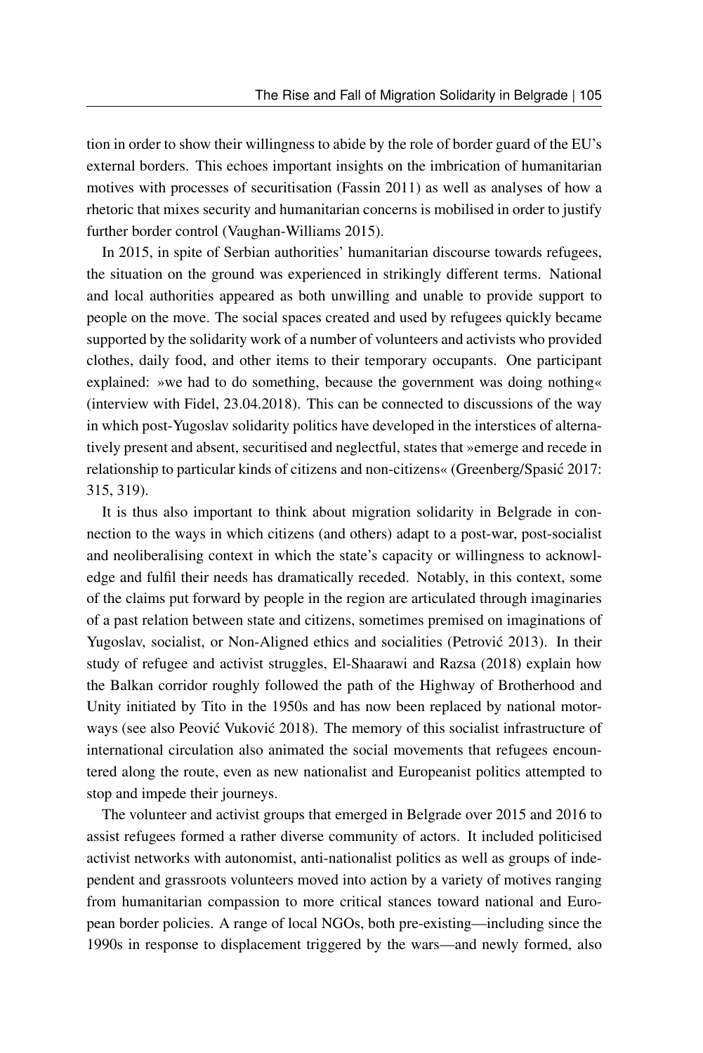tion in order to show their willingness to abide by the role of border guard of the EU's external borders. This echoes important insights on the imbrication of humanitarian motives with processes of securitisation (Fassin 2011) as well as analyses of how a rhetoric that mixes security and humanitarian concerns is mobilised in order to justify further border control (Vaughan-Williams 2015).

In 2015, in spite of Serbian authorities' humanitarian discourse towards refugees, the situation on the ground was experienced in strikingly different terms. National and local authorities appeared as both unwilling and unable to provide support to people on the move. The social spaces created and used by refugees quickly became supported by the solidarity work of a number of volunteers and activists who provided clothes, daily food, and other items to their temporary occupants. One participant explained: »we had to do something, because the government was doing nothing« (interview with Fidel, 23.04.2018). This can be connected to discussions of the way in which post-Yugoslav solidarity politics have developed in the interstices of alternatively present and absent, securitised and neglectful, states that »emerge and recede in relationship to particular kinds of citizens and non-citizens« (Greenberg/Spasić 2017: 315, 319).

It is thus also important to think about migration solidarity in Belgrade in connection to the ways in which citizens (and others) adapt to a post-war, post-socialist and neoliberalising context in which the state's capacity or willingness to acknowledge and fulfil their needs has dramatically receded. Notably, in this context, some of the claims put forward by people in the region are articulated through imaginaries of a past relation between state and citizens, sometimes premised on imaginations of Yugoslav, socialist, or Non-Aligned ethics and socialities (Petrović 2013). In their study of refugee and activist struggles, El-Shaarawi and Razsa (2018) explain how the Balkan corridor roughly followed the path of the Highway of Brotherhood and Unity initiated by Tito in the 1950s and has now been replaced by national motorways (see also Peović Vuković 2018). The memory of this socialist infrastructure of international circulation also animated the social movements that refugees encountered along the route, even as new nationalist and Europeanist politics attempted to stop and impede their journeys.

The volunteer and activist groups that emerged in Belgrade over 2015 and 2016 to assist refugees formed a rather diverse community of actors. It included politicised activist networks with autonomist, anti-nationalist politics as well as groups of independent and grassroots volunteers moved into action by a variety of motives ranging from humanitarian compassion to more critical stances toward national and European border policies. A range of local NGOs, both pre-existing—including since the 1990s in response to displacement triggered by the wars—and newly formed, also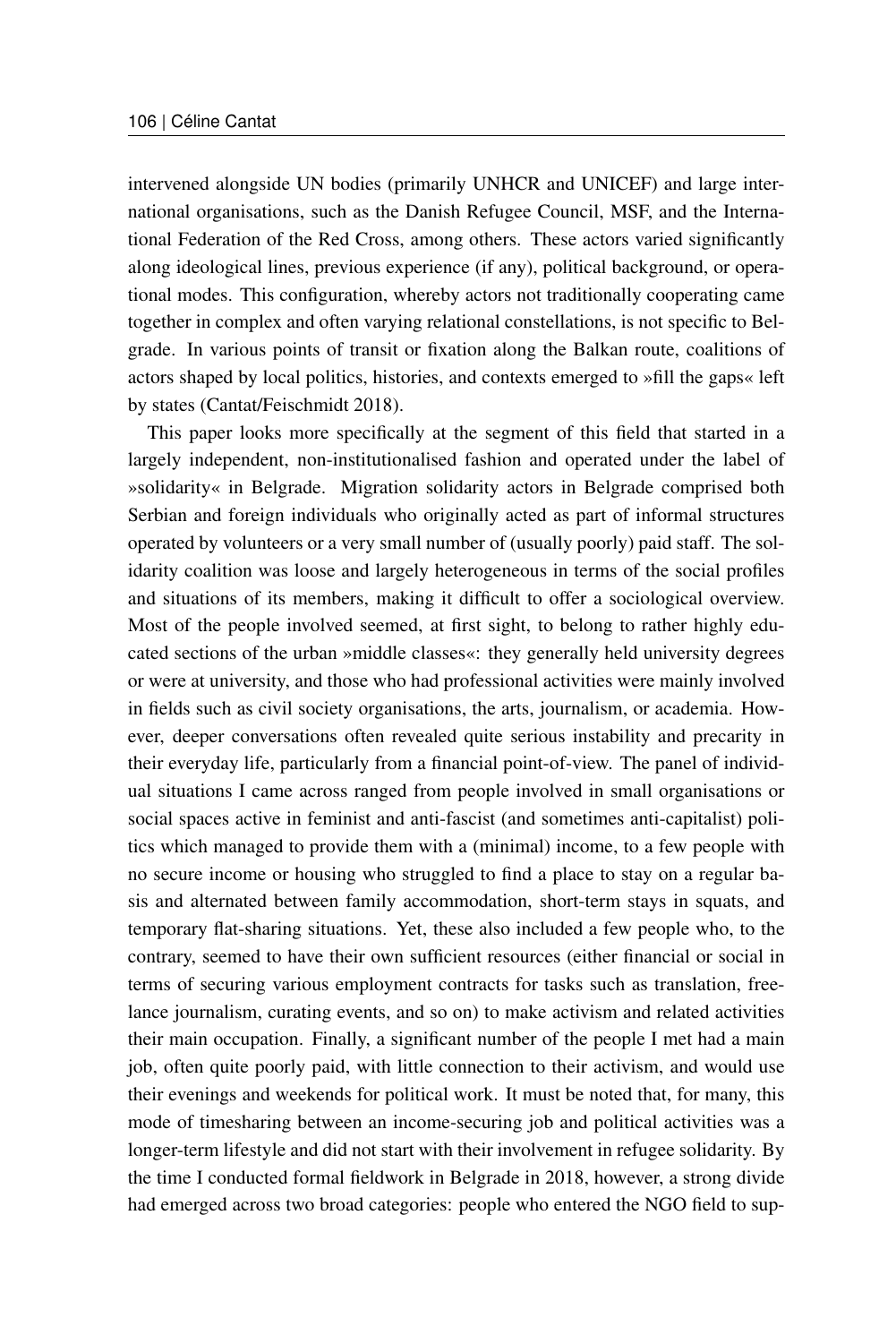intervened alongside UN bodies (primarily UNHCR and UNICEF) and large international organisations, such as the Danish Refugee Council, MSF, and the International Federation of the Red Cross, among others. These actors varied significantly along ideological lines, previous experience (if any), political background, or operational modes. This configuration, whereby actors not traditionally cooperating came together in complex and often varying relational constellations, is not specific to Belgrade. In various points of transit or fixation along the Balkan route, coalitions of actors shaped by local politics, histories, and contexts emerged to »fill the gaps« left by states (Cantat/Feischmidt 2018).

This paper looks more specifically at the segment of this field that started in a largely independent, non-institutionalised fashion and operated under the label of »solidarity« in Belgrade. Migration solidarity actors in Belgrade comprised both Serbian and foreign individuals who originally acted as part of informal structures operated by volunteers or a very small number of (usually poorly) paid staff. The solidarity coalition was loose and largely heterogeneous in terms of the social profiles and situations of its members, making it difficult to offer a sociological overview. Most of the people involved seemed, at first sight, to belong to rather highly educated sections of the urban »middle classes«: they generally held university degrees or were at university, and those who had professional activities were mainly involved in fields such as civil society organisations, the arts, journalism, or academia. However, deeper conversations often revealed quite serious instability and precarity in their everyday life, particularly from a financial point-of-view. The panel of individual situations I came across ranged from people involved in small organisations or social spaces active in feminist and anti-fascist (and sometimes anti-capitalist) politics which managed to provide them with a (minimal) income, to a few people with no secure income or housing who struggled to find a place to stay on a regular basis and alternated between family accommodation, short-term stays in squats, and temporary flat-sharing situations. Yet, these also included a few people who, to the contrary, seemed to have their own sufficient resources (either financial or social in terms of securing various employment contracts for tasks such as translation, freelance journalism, curating events, and so on) to make activism and related activities their main occupation. Finally, a significant number of the people I met had a main job, often quite poorly paid, with little connection to their activism, and would use their evenings and weekends for political work. It must be noted that, for many, this mode of timesharing between an income-securing job and political activities was a longer-term lifestyle and did not start with their involvement in refugee solidarity. By the time I conducted formal fieldwork in Belgrade in 2018, however, a strong divide had emerged across two broad categories: people who entered the NGO field to sup-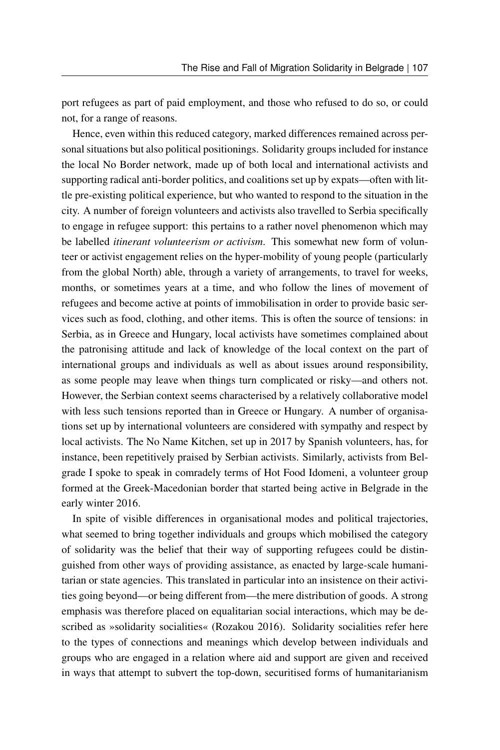port refugees as part of paid employment, and those who refused to do so, or could not, for a range of reasons.

Hence, even within this reduced category, marked differences remained across personal situations but also political positionings. Solidarity groups included for instance the local No Border network, made up of both local and international activists and supporting radical anti-border politics, and coalitions set up by expats—often with little pre-existing political experience, but who wanted to respond to the situation in the city. A number of foreign volunteers and activists also travelled to Serbia specifically to engage in refugee support: this pertains to a rather novel phenomenon which may be labelled *itinerant volunteerism or activism*. This somewhat new form of volunteer or activist engagement relies on the hyper-mobility of young people (particularly from the global North) able, through a variety of arrangements, to travel for weeks, months, or sometimes years at a time, and who follow the lines of movement of refugees and become active at points of immobilisation in order to provide basic services such as food, clothing, and other items. This is often the source of tensions: in Serbia, as in Greece and Hungary, local activists have sometimes complained about the patronising attitude and lack of knowledge of the local context on the part of international groups and individuals as well as about issues around responsibility, as some people may leave when things turn complicated or risky—and others not. However, the Serbian context seems characterised by a relatively collaborative model with less such tensions reported than in Greece or Hungary. A number of organisations set up by international volunteers are considered with sympathy and respect by local activists. The No Name Kitchen, set up in 2017 by Spanish volunteers, has, for instance, been repetitively praised by Serbian activists. Similarly, activists from Belgrade I spoke to speak in comradely terms of Hot Food Idomeni, a volunteer group formed at the Greek-Macedonian border that started being active in Belgrade in the early winter 2016.

In spite of visible differences in organisational modes and political trajectories, what seemed to bring together individuals and groups which mobilised the category of solidarity was the belief that their way of supporting refugees could be distinguished from other ways of providing assistance, as enacted by large-scale humanitarian or state agencies. This translated in particular into an insistence on their activities going beyond—or being different from—the mere distribution of goods. A strong emphasis was therefore placed on equalitarian social interactions, which may be described as »solidarity socialities« (Rozakou 2016). Solidarity socialities refer here to the types of connections and meanings which develop between individuals and groups who are engaged in a relation where aid and support are given and received in ways that attempt to subvert the top-down, securitised forms of humanitarianism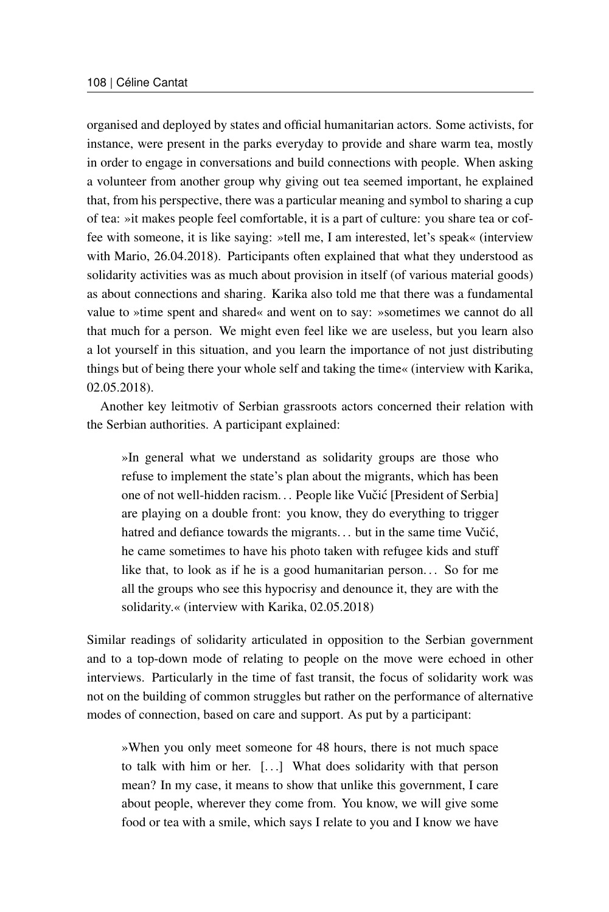organised and deployed by states and official humanitarian actors. Some activists, for instance, were present in the parks everyday to provide and share warm tea, mostly in order to engage in conversations and build connections with people. When asking a volunteer from another group why giving out tea seemed important, he explained that, from his perspective, there was a particular meaning and symbol to sharing a cup of tea: »it makes people feel comfortable, it is a part of culture: you share tea or coffee with someone, it is like saying: »tell me, I am interested, let's speak« (interview with Mario, 26.04.2018). Participants often explained that what they understood as solidarity activities was as much about provision in itself (of various material goods) as about connections and sharing. Karika also told me that there was a fundamental value to »time spent and shared« and went on to say: »sometimes we cannot do all that much for a person. We might even feel like we are useless, but you learn also a lot yourself in this situation, and you learn the importance of not just distributing things but of being there your whole self and taking the time« (interview with Karika, 02.05.2018).

Another key leitmotiv of Serbian grassroots actors concerned their relation with the Serbian authorities. A participant explained:

> »In general what we understand as solidarity groups are those who refuse to implement the state's plan about the migrants, which has been one of not well-hidden racism… People like Vučić [President of Serbia] are playing on a double front: you know, they do everything to trigger hatred and defiance towards the migrants… but in the same time Vučić, he came sometimes to have his photo taken with refugee kids and stuff like that, to look as if he is a good humanitarian person… So for me all the groups who see this hypocrisy and denounce it, they are with the solidarity.« (interview with Karika, 02.05.2018)

Similar readings of solidarity articulated in opposition to the Serbian government and to a top-down mode of relating to people on the move were echoed in other interviews. Particularly in the time of fast transit, the focus of solidarity work was not on the building of common struggles but rather on the performance of alternative modes of connection, based on care and support. As put by a participant:

> »When you only meet someone for 48 hours, there is not much space to talk with him or her. […] What does solidarity with that person mean? In my case, it means to show that unlike this government, I care about people, wherever they come from. You know, we will give some food or tea with a smile, which says I relate to you and I know we have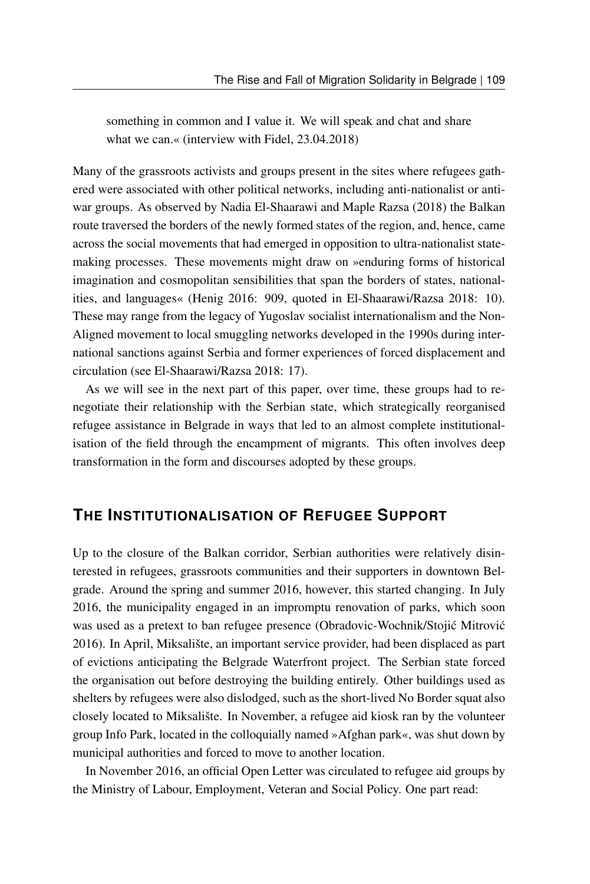something in common and I value it. We will speak and chat and share what we can.« (interview with Fidel, 23.04.2018)

Many of the grassroots activists and groups present in the sites where refugees gathered were associated with other political networks, including anti-nationalist or anti-war groups. As observed by Nadia El-Shaarawi and Maple Razsa (2018) the Balkan route traversed the borders of the newly formed states of the region, and, hence, came across the social movements that had emerged in opposition to ultra-nationalist state-making processes. These movements might draw on »enduring forms of historical imagination and cosmopolitan sensibilities that span the borders of states, nationalities, and languages« (Henig 2016: 909, quoted in El-Shaarawi/Razsa 2018: 10). These may range from the legacy of Yugoslav socialist internationalism and the Non-Aligned movement to local smuggling networks developed in the 1990s during international sanctions against Serbia and former experiences of forced displacement and circulation (see El-Shaarawi/Razsa 2018: 17).

As we will see in the next part of this paper, over time, these groups had to renegotiate their relationship with the Serbian state, which strategically reorganised refugee assistance in Belgrade in ways that led to an almost complete institutionalisation of the field through the encampment of migrants. This often involves deep transformation in the form and discourses adopted by these groups.

## The Institutionalisation of Refugee Support

Up to the closure of the Balkan corridor, Serbian authorities were relatively disinterested in refugees, grassroots communities and their supporters in downtown Belgrade. Around the spring and summer 2016, however, this started changing. In July 2016, the municipality engaged in an impromptu renovation of parks, which soon was used as a pretext to ban refugee presence (Obradovic-Wochnik/Stojić Mitrović 2016). In April, Miksalište, an important service provider, had been displaced as part of evictions anticipating the Belgrade Waterfront project. The Serbian state forced the organisation out before destroying the building entirely. Other buildings used as shelters by refugees were also dislodged, such as the short-lived No Border squat also closely located to Miksalište. In November, a refugee aid kiosk ran by the volunteer group Info Park, located in the colloquially named »Afghan park«, was shut down by municipal authorities and forced to move to another location.

In November 2016, an official Open Letter was circulated to refugee aid groups by the Ministry of Labour, Employment, Veteran and Social Policy. One part read: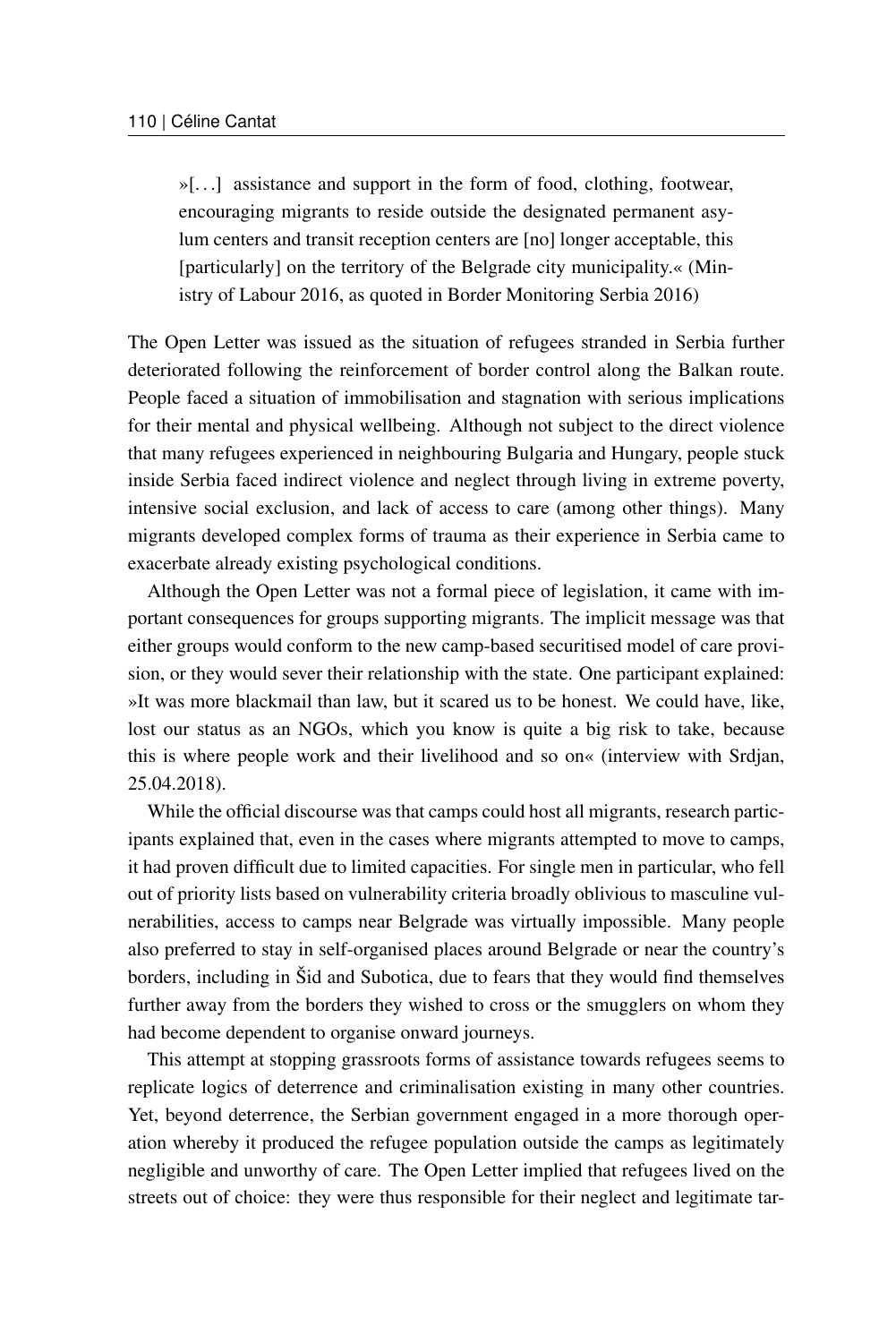>»[…] assistance and support in the form of food, clothing, footwear, encouraging migrants to reside outside the designated permanent asylum centers and transit reception centers are [no] longer acceptable, this [particularly] on the territory of the Belgrade city municipality.« (Ministry of Labour 2016, as quoted in Border Monitoring Serbia 2016)

The Open Letter was issued as the situation of refugees stranded in Serbia further deteriorated following the reinforcement of border control along the Balkan route. People faced a situation of immobilisation and stagnation with serious implications for their mental and physical wellbeing. Although not subject to the direct violence that many refugees experienced in neighbouring Bulgaria and Hungary, people stuck inside Serbia faced indirect violence and neglect through living in extreme poverty, intensive social exclusion, and lack of access to care (among other things). Many migrants developed complex forms of trauma as their experience in Serbia came to exacerbate already existing psychological conditions.

Although the Open Letter was not a formal piece of legislation, it came with important consequences for groups supporting migrants. The implicit message was that either groups would conform to the new camp-based securitised model of care provision, or they would sever their relationship with the state. One participant explained: »It was more blackmail than law, but it scared us to be honest. We could have, like, lost our status as an NGOs, which you know is quite a big risk to take, because this is where people work and their livelihood and so on« (interview with Srdjan, 25.04.2018).

While the official discourse was that camps could host all migrants, research participants explained that, even in the cases where migrants attempted to move to camps, it had proven difficult due to limited capacities. For single men in particular, who fell out of priority lists based on vulnerability criteria broadly oblivious to masculine vulnerabilities, access to camps near Belgrade was virtually impossible. Many people also preferred to stay in self-organised places around Belgrade or near the country's borders, including in Šid and Subotica, due to fears that they would find themselves further away from the borders they wished to cross or the smugglers on whom they had become dependent to organise onward journeys.

This attempt at stopping grassroots forms of assistance towards refugees seems to replicate logics of deterrence and criminalisation existing in many other countries. Yet, beyond deterrence, the Serbian government engaged in a more thorough operation whereby it produced the refugee population outside the camps as legitimately negligible and unworthy of care. The Open Letter implied that refugees lived on the streets out of choice: they were thus responsible for their neglect and legitimate tar-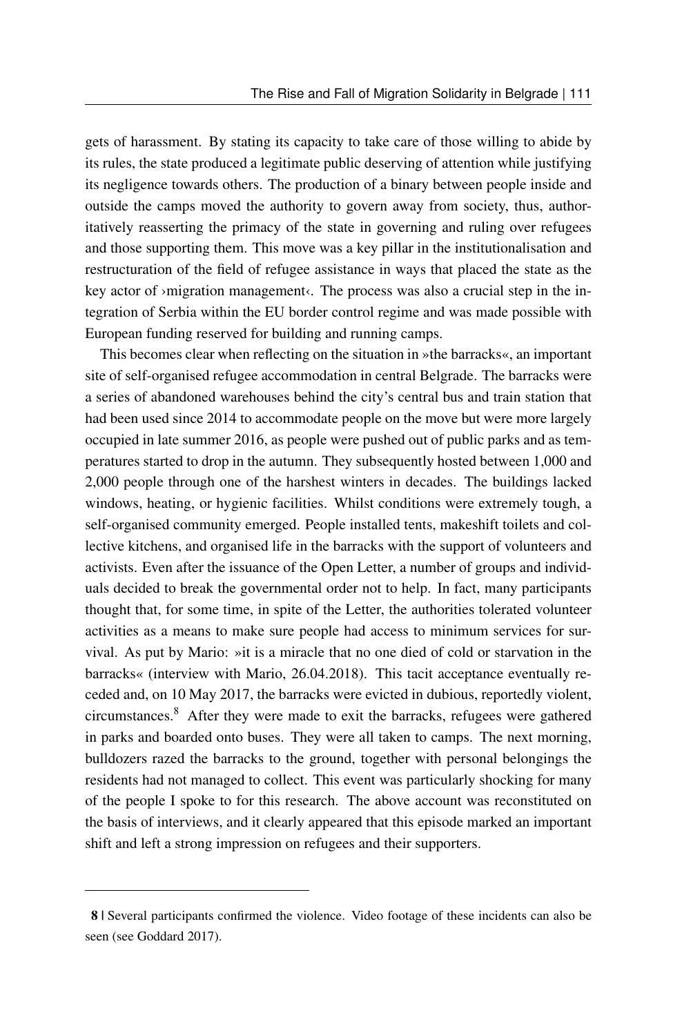gets of harassment. By stating its capacity to take care of those willing to abide by its rules, the state produced a legitimate public deserving of attention while justifying its negligence towards others. The production of a binary between people inside and outside the camps moved the authority to govern away from society, thus, authoritatively reasserting the primacy of the state in governing and ruling over refugees and those supporting them. This move was a key pillar in the institutionalisation and restructuration of the field of refugee assistance in ways that placed the state as the key actor of ›migration management‹. The process was also a crucial step in the integration of Serbia within the EU border control regime and was made possible with European funding reserved for building and running camps.

This becomes clear when reflecting on the situation in »the barracks«, an important site of self-organised refugee accommodation in central Belgrade. The barracks were a series of abandoned warehouses behind the city's central bus and train station that had been used since 2014 to accommodate people on the move but were more largely occupied in late summer 2016, as people were pushed out of public parks and as temperatures started to drop in the autumn. They subsequently hosted between 1,000 and 2,000 people through one of the harshest winters in decades. The buildings lacked windows, heating, or hygienic facilities. Whilst conditions were extremely tough, a self-organised community emerged. People installed tents, makeshift toilets and collective kitchens, and organised life in the barracks with the support of volunteers and activists. Even after the issuance of the Open Letter, a number of groups and individuals decided to break the governmental order not to help. In fact, many participants thought that, for some time, in spite of the Letter, the authorities tolerated volunteer activities as a means to make sure people had access to minimum services for survival. As put by Mario: »it is a miracle that no one died of cold or starvation in the barracks« (interview with Mario, 26.04.2018). This tacit acceptance eventually receded and, on 10 May 2017, the barracks were evicted in dubious, reportedly violent, circumstances.[8] After they were made to exit the barracks, refugees were gathered in parks and boarded onto buses. They were all taken to camps. The next morning, bulldozers razed the barracks to the ground, together with personal belongings the residents had not managed to collect. This event was particularly shocking for many of the people I spoke to for this research. The above account was reconstituted on the basis of interviews, and it clearly appeared that this episode marked an important shift and left a strong impression on refugees and their supporters.

---

**8 |** Several participants confirmed the violence. Video footage of these incidents can also be seen (see Goddard 2017).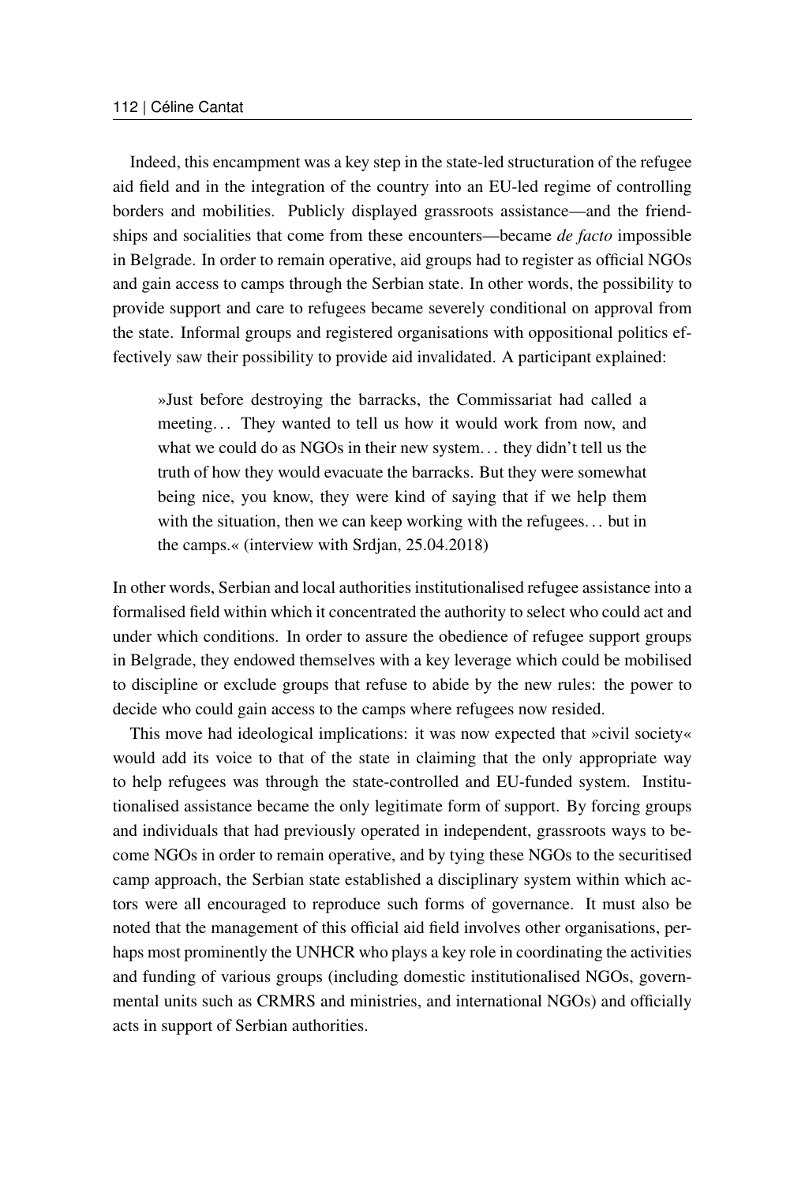Indeed, this encampment was a key step in the state-led structuration of the refugee aid field and in the integration of the country into an EU-led regime of controlling borders and mobilities. Publicly displayed grassroots assistance—and the friendships and socialities that come from these encounters—became *de facto* impossible in Belgrade. In order to remain operative, aid groups had to register as official NGOs and gain access to camps through the Serbian state. In other words, the possibility to provide support and care to refugees became severely conditional on approval from the state. Informal groups and registered organisations with oppositional politics effectively saw their possibility to provide aid invalidated. A participant explained:

> »Just before destroying the barracks, the Commissariat had called a meeting… They wanted to tell us how it would work from now, and what we could do as NGOs in their new system… they didn't tell us the truth of how they would evacuate the barracks. But they were somewhat being nice, you know, they were kind of saying that if we help them with the situation, then we can keep working with the refugees… but in the camps.« (interview with Srdjan, 25.04.2018)

In other words, Serbian and local authorities institutionalised refugee assistance into a formalised field within which it concentrated the authority to select who could act and under which conditions. In order to assure the obedience of refugee support groups in Belgrade, they endowed themselves with a key leverage which could be mobilised to discipline or exclude groups that refuse to abide by the new rules: the power to decide who could gain access to the camps where refugees now resided.

This move had ideological implications: it was now expected that »civil society« would add its voice to that of the state in claiming that the only appropriate way to help refugees was through the state-controlled and EU-funded system. Institutionalised assistance became the only legitimate form of support. By forcing groups and individuals that had previously operated in independent, grassroots ways to become NGOs in order to remain operative, and by tying these NGOs to the securitised camp approach, the Serbian state established a disciplinary system within which actors were all encouraged to reproduce such forms of governance. It must also be noted that the management of this official aid field involves other organisations, perhaps most prominently the UNHCR who plays a key role in coordinating the activities and funding of various groups (including domestic institutionalised NGOs, governmental units such as CRMRS and ministries, and international NGOs) and officially acts in support of Serbian authorities.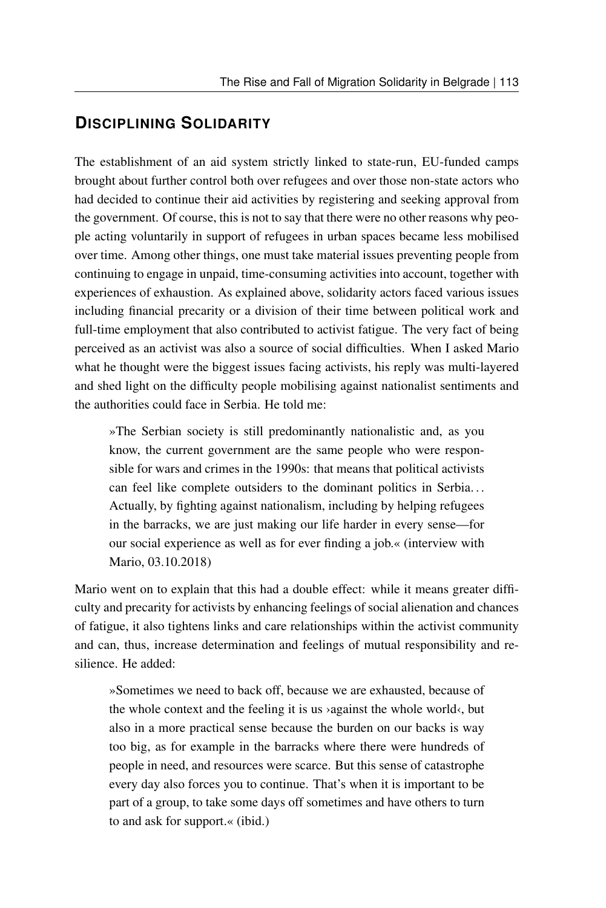## Disciplining Solidarity

The establishment of an aid system strictly linked to state-run, EU-funded camps brought about further control both over refugees and over those non-state actors who had decided to continue their aid activities by registering and seeking approval from the government. Of course, this is not to say that there were no other reasons why people acting voluntarily in support of refugees in urban spaces became less mobilised over time. Among other things, one must take material issues preventing people from continuing to engage in unpaid, time-consuming activities into account, together with experiences of exhaustion. As explained above, solidarity actors faced various issues including financial precarity or a division of their time between political work and full-time employment that also contributed to activist fatigue. The very fact of being perceived as an activist was also a source of social difficulties. When I asked Mario what he thought were the biggest issues facing activists, his reply was multi-layered and shed light on the difficulty people mobilising against nationalist sentiments and the authorities could face in Serbia. He told me:

> »The Serbian society is still predominantly nationalistic and, as you know, the current government are the same people who were responsible for wars and crimes in the 1990s: that means that political activists can feel like complete outsiders to the dominant politics in Serbia… Actually, by fighting against nationalism, including by helping refugees in the barracks, we are just making our life harder in every sense—for our social experience as well as for ever finding a job.« (interview with Mario, 03.10.2018)

Mario went on to explain that this had a double effect: while it means greater difficulty and precarity for activists by enhancing feelings of social alienation and chances of fatigue, it also tightens links and care relationships within the activist community and can, thus, increase determination and feelings of mutual responsibility and resilience. He added:

> »Sometimes we need to back off, because we are exhausted, because of the whole context and the feeling it is us ›against the whole world‹, but also in a more practical sense because the burden on our backs is way too big, as for example in the barracks where there were hundreds of people in need, and resources were scarce. But this sense of catastrophe every day also forces you to continue. That's when it is important to be part of a group, to take some days off sometimes and have others to turn to and ask for support.« (ibid.)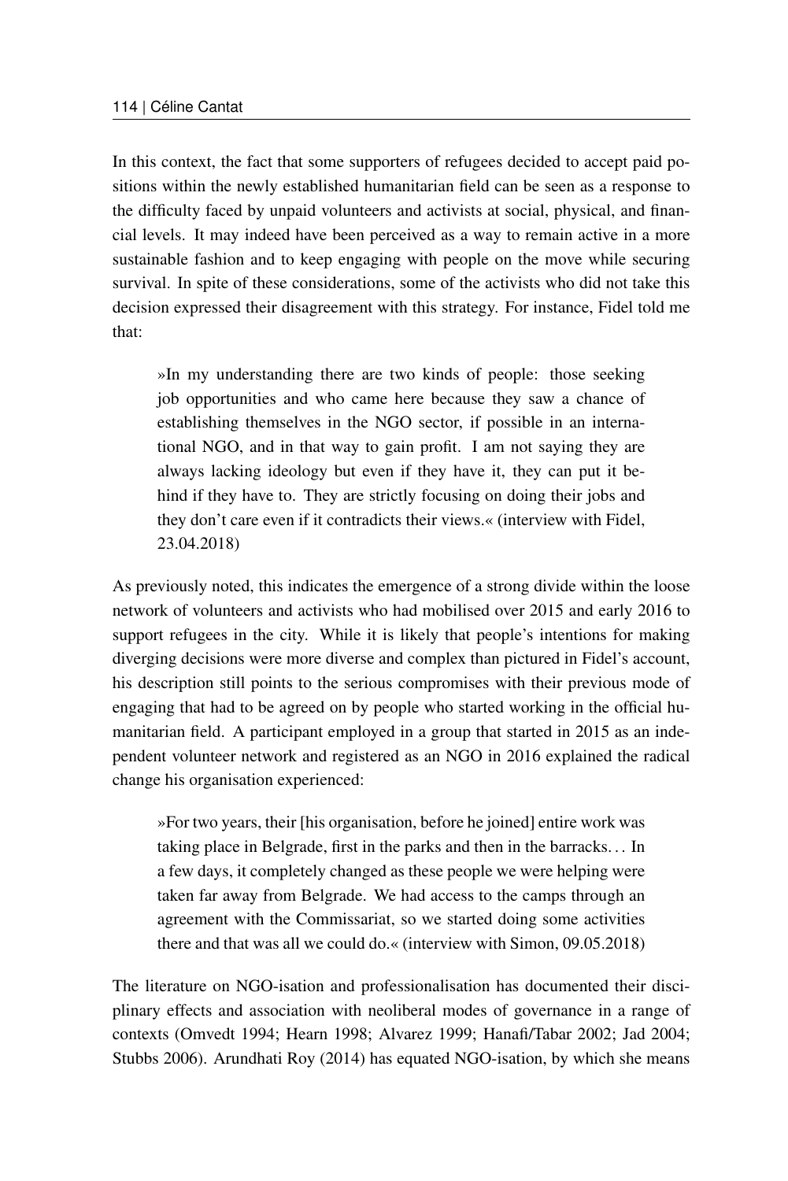In this context, the fact that some supporters of refugees decided to accept paid positions within the newly established humanitarian field can be seen as a response to the difficulty faced by unpaid volunteers and activists at social, physical, and financial levels. It may indeed have been perceived as a way to remain active in a more sustainable fashion and to keep engaging with people on the move while securing survival. In spite of these considerations, some of the activists who did not take this decision expressed their disagreement with this strategy. For instance, Fidel told me that:

> »In my understanding there are two kinds of people: those seeking job opportunities and who came here because they saw a chance of establishing themselves in the NGO sector, if possible in an international NGO, and in that way to gain profit. I am not saying they are always lacking ideology but even if they have it, they can put it behind if they have to. They are strictly focusing on doing their jobs and they don't care even if it contradicts their views.« (interview with Fidel, 23.04.2018)

As previously noted, this indicates the emergence of a strong divide within the loose network of volunteers and activists who had mobilised over 2015 and early 2016 to support refugees in the city. While it is likely that people's intentions for making diverging decisions were more diverse and complex than pictured in Fidel's account, his description still points to the serious compromises with their previous mode of engaging that had to be agreed on by people who started working in the official humanitarian field. A participant employed in a group that started in 2015 as an independent volunteer network and registered as an NGO in 2016 explained the radical change his organisation experienced:

> »For two years, their [his organisation, before he joined] entire work was taking place in Belgrade, first in the parks and then in the barracks... In a few days, it completely changed as these people we were helping were taken far away from Belgrade. We had access to the camps through an agreement with the Commissariat, so we started doing some activities there and that was all we could do.« (interview with Simon, 09.05.2018)

The literature on NGO-isation and professionalisation has documented their disciplinary effects and association with neoliberal modes of governance in a range of contexts (Omvedt 1994; Hearn 1998; Alvarez 1999; Hanafi/Tabar 2002; Jad 2004; Stubbs 2006). Arundhati Roy (2014) has equated NGO-isation, by which she means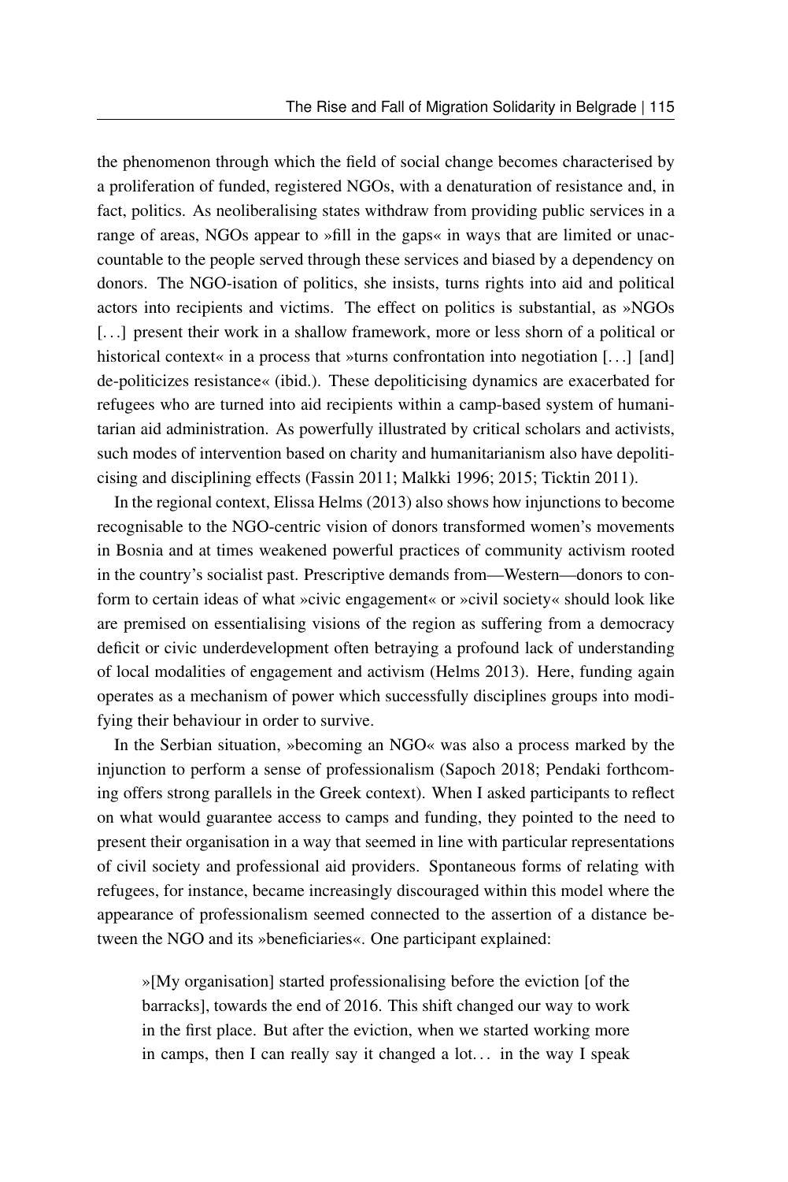the phenomenon through which the field of social change becomes characterised by a proliferation of funded, registered NGOs, with a denaturation of resistance and, in fact, politics. As neoliberalising states withdraw from providing public services in a range of areas, NGOs appear to »fill in the gaps« in ways that are limited or unaccountable to the people served through these services and biased by a dependency on donors. The NGO-isation of politics, she insists, turns rights into aid and political actors into recipients and victims. The effect on politics is substantial, as »NGOs [...] present their work in a shallow framework, more or less shorn of a political or historical context« in a process that »turns confrontation into negotiation [...] [and] de-politicizes resistance« (ibid.). These depoliticising dynamics are exacerbated for refugees who are turned into aid recipients within a camp-based system of humanitarian aid administration. As powerfully illustrated by critical scholars and activists, such modes of intervention based on charity and humanitarianism also have depoliticising and disciplining effects (Fassin 2011; Malkki 1996; 2015; Ticktin 2011).

In the regional context, Elissa Helms (2013) also shows how injunctions to become recognisable to the NGO-centric vision of donors transformed women's movements in Bosnia and at times weakened powerful practices of community activism rooted in the country's socialist past. Prescriptive demands from—Western—donors to conform to certain ideas of what »civic engagement« or »civil society« should look like are premised on essentialising visions of the region as suffering from a democracy deficit or civic underdevelopment often betraying a profound lack of understanding of local modalities of engagement and activism (Helms 2013). Here, funding again operates as a mechanism of power which successfully disciplines groups into modifying their behaviour in order to survive.

In the Serbian situation, »becoming an NGO« was also a process marked by the injunction to perform a sense of professionalism (Sapoch 2018; Pendaki forthcoming offers strong parallels in the Greek context). When I asked participants to reflect on what would guarantee access to camps and funding, they pointed to the need to present their organisation in a way that seemed in line with particular representations of civil society and professional aid providers. Spontaneous forms of relating with refugees, for instance, became increasingly discouraged within this model where the appearance of professionalism seemed connected to the assertion of a distance between the NGO and its »beneficiaries«. One participant explained:

> »[My organisation] started professionalising before the eviction [of the barracks], towards the end of 2016. This shift changed our way to work in the first place. But after the eviction, when we started working more in camps, then I can really say it changed a lot... in the way I speak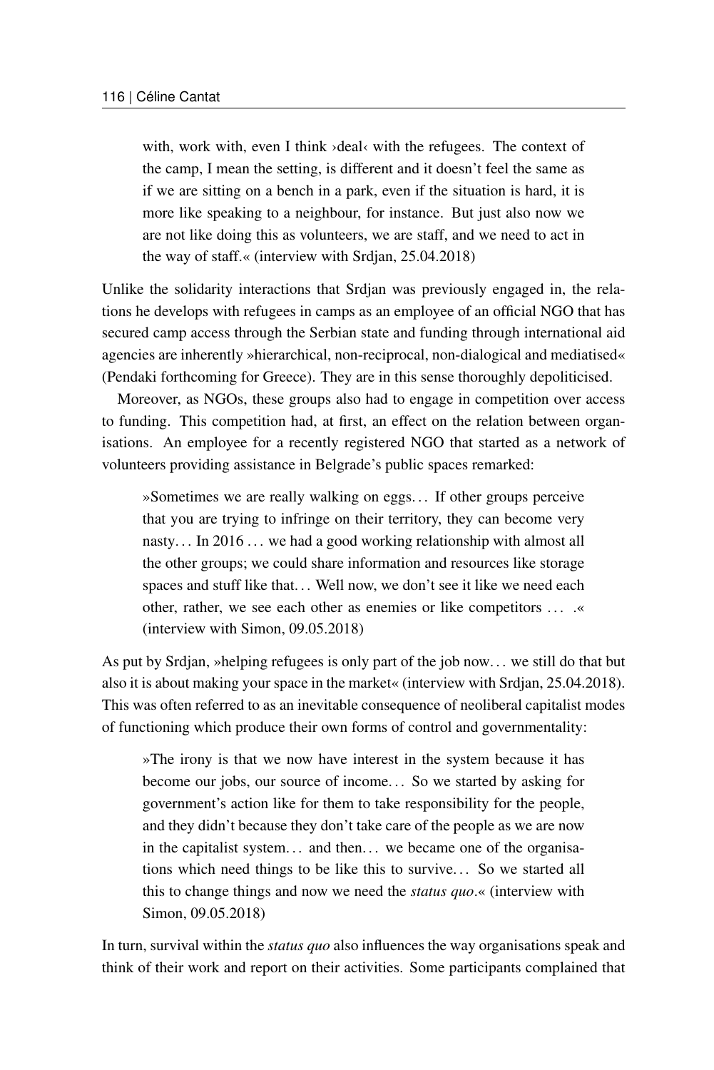> with, work with, even I think ›deal‹ with the refugees. The context of the camp, I mean the setting, is different and it doesn't feel the same as if we are sitting on a bench in a park, even if the situation is hard, it is more like speaking to a neighbour, for instance. But just also now we are not like doing this as volunteers, we are staff, and we need to act in the way of staff.« (interview with Srdjan, 25.04.2018)

Unlike the solidarity interactions that Srdjan was previously engaged in, the relations he develops with refugees in camps as an employee of an official NGO that has secured camp access through the Serbian state and funding through international aid agencies are inherently »hierarchical, non-reciprocal, non-dialogical and mediatised« (Pendaki forthcoming for Greece). They are in this sense thoroughly depoliticised.

Moreover, as NGOs, these groups also had to engage in competition over access to funding. This competition had, at first, an effect on the relation between organisations. An employee for a recently registered NGO that started as a network of volunteers providing assistance in Belgrade's public spaces remarked:

> »Sometimes we are really walking on eggs… If other groups perceive that you are trying to infringe on their territory, they can become very nasty… In 2016 … we had a good working relationship with almost all the other groups; we could share information and resources like storage spaces and stuff like that… Well now, we don't see it like we need each other, rather, we see each other as enemies or like competitors … .« (interview with Simon, 09.05.2018)

As put by Srdjan, »helping refugees is only part of the job now… we still do that but also it is about making your space in the market« (interview with Srdjan, 25.04.2018). This was often referred to as an inevitable consequence of neoliberal capitalist modes of functioning which produce their own forms of control and governmentality:

> »The irony is that we now have interest in the system because it has become our jobs, our source of income… So we started by asking for government's action like for them to take responsibility for the people, and they didn't because they don't take care of the people as we are now in the capitalist system… and then… we became one of the organisations which need things to be like this to survive… So we started all this to change things and now we need the *status quo*.« (interview with Simon, 09.05.2018)

In turn, survival within the *status quo* also influences the way organisations speak and think of their work and report on their activities. Some participants complained that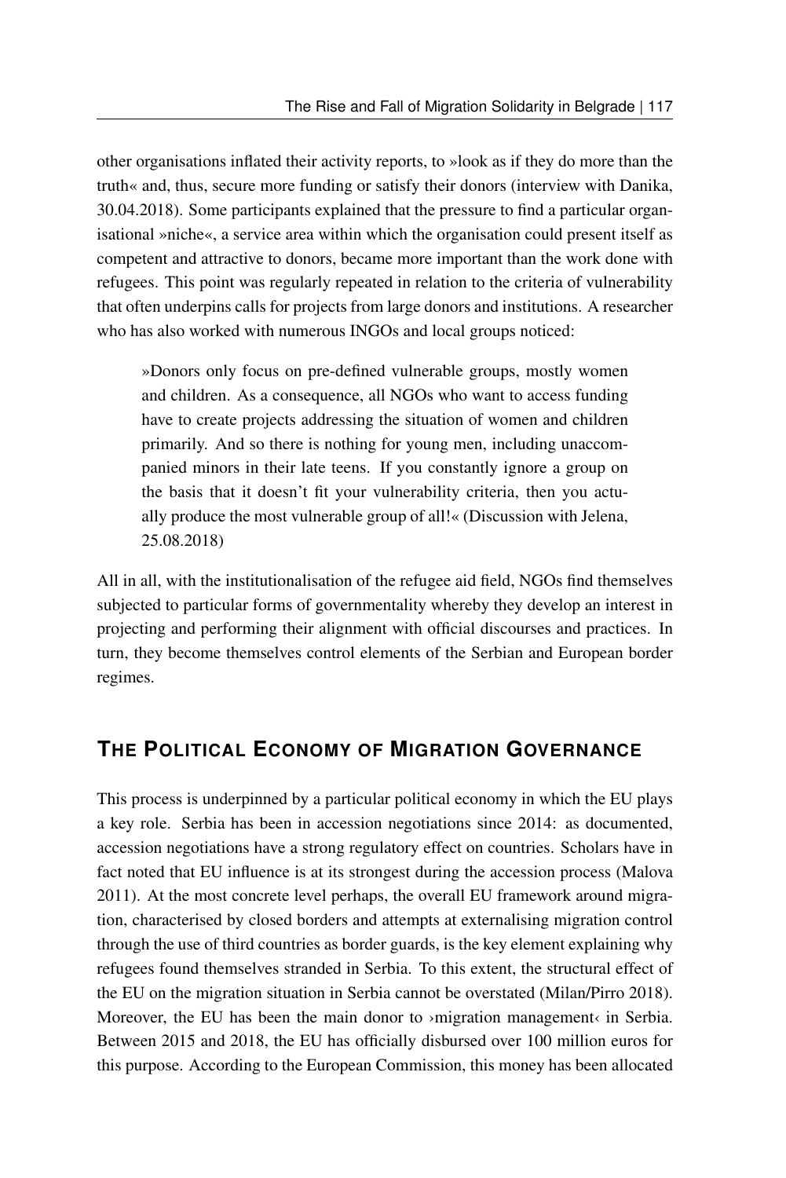other organisations inflated their activity reports, to »look as if they do more than the truth« and, thus, secure more funding or satisfy their donors (interview with Danika, 30.04.2018). Some participants explained that the pressure to find a particular organisational »niche«, a service area within which the organisation could present itself as competent and attractive to donors, became more important than the work done with refugees. This point was regularly repeated in relation to the criteria of vulnerability that often underpins calls for projects from large donors and institutions. A researcher who has also worked with numerous INGOs and local groups noticed:

> »Donors only focus on pre-defined vulnerable groups, mostly women and children. As a consequence, all NGOs who want to access funding have to create projects addressing the situation of women and children primarily. And so there is nothing for young men, including unaccompanied minors in their late teens. If you constantly ignore a group on the basis that it doesn't fit your vulnerability criteria, then you actually produce the most vulnerable group of all!« (Discussion with Jelena, 25.08.2018)

All in all, with the institutionalisation of the refugee aid field, NGOs find themselves subjected to particular forms of governmentality whereby they develop an interest in projecting and performing their alignment with official discourses and practices. In turn, they become themselves control elements of the Serbian and European border regimes.

## The Political Economy of Migration Governance

This process is underpinned by a particular political economy in which the EU plays a key role. Serbia has been in accession negotiations since 2014: as documented, accession negotiations have a strong regulatory effect on countries. Scholars have in fact noted that EU influence is at its strongest during the accession process (Malova 2011). At the most concrete level perhaps, the overall EU framework around migration, characterised by closed borders and attempts at externalising migration control through the use of third countries as border guards, is the key element explaining why refugees found themselves stranded in Serbia. To this extent, the structural effect of the EU on the migration situation in Serbia cannot be overstated (Milan/Pirro 2018). Moreover, the EU has been the main donor to ›migration management‹ in Serbia. Between 2015 and 2018, the EU has officially disbursed over 100 million euros for this purpose. According to the European Commission, this money has been allocated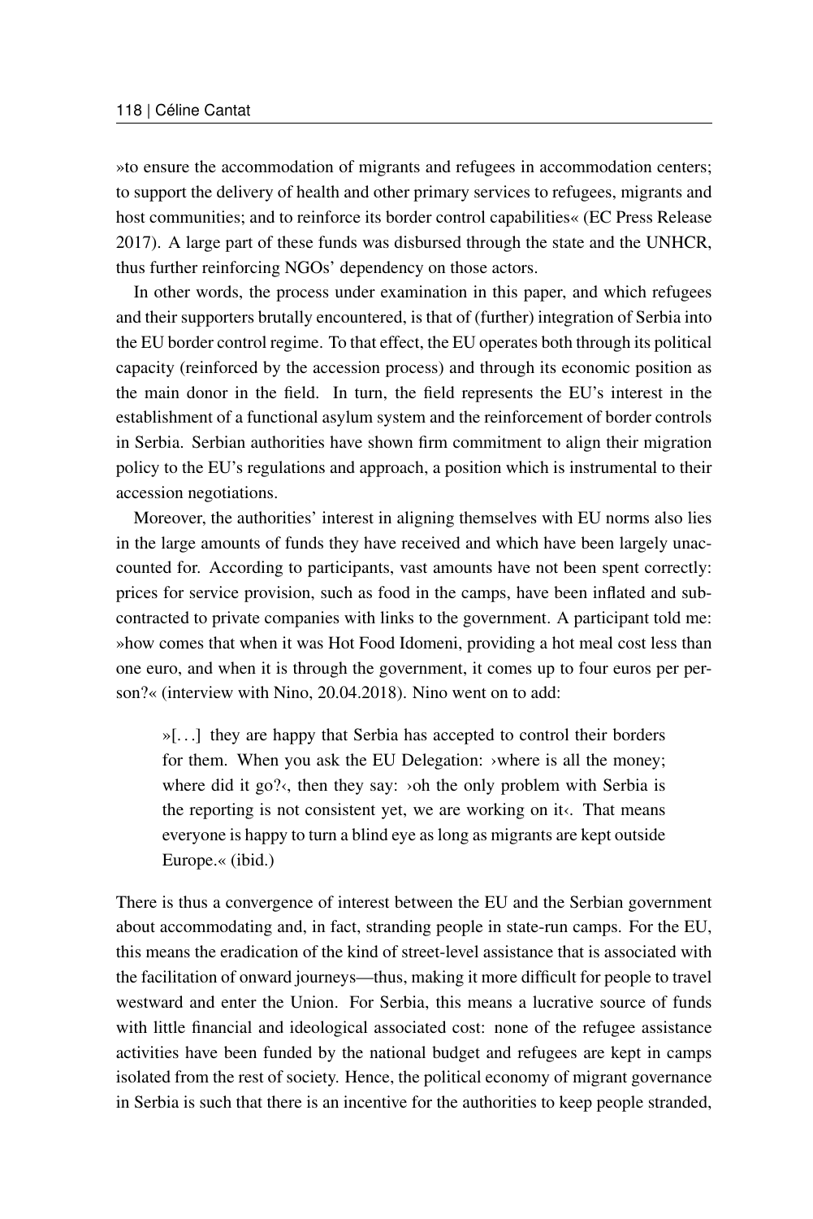»to ensure the accommodation of migrants and refugees in accommodation centers; to support the delivery of health and other primary services to refugees, migrants and host communities; and to reinforce its border control capabilities« (EC Press Release 2017). A large part of these funds was disbursed through the state and the UNHCR, thus further reinforcing NGOs' dependency on those actors.

In other words, the process under examination in this paper, and which refugees and their supporters brutally encountered, is that of (further) integration of Serbia into the EU border control regime. To that effect, the EU operates both through its political capacity (reinforced by the accession process) and through its economic position as the main donor in the field. In turn, the field represents the EU's interest in the establishment of a functional asylum system and the reinforcement of border controls in Serbia. Serbian authorities have shown firm commitment to align their migration policy to the EU's regulations and approach, a position which is instrumental to their accession negotiations.

Moreover, the authorities' interest in aligning themselves with EU norms also lies in the large amounts of funds they have received and which have been largely unaccounted for. According to participants, vast amounts have not been spent correctly: prices for service provision, such as food in the camps, have been inflated and subcontracted to private companies with links to the government. A participant told me: »how comes that when it was Hot Food Idomeni, providing a hot meal cost less than one euro, and when it is through the government, it comes up to four euros per person?« (interview with Nino, 20.04.2018). Nino went on to add:

> »[...] they are happy that Serbia has accepted to control their borders for them. When you ask the EU Delegation: ›where is all the money; where did it go?‹, then they say: ›oh the only problem with Serbia is the reporting is not consistent yet, we are working on it‹. That means everyone is happy to turn a blind eye as long as migrants are kept outside Europe.« (ibid.)

There is thus a convergence of interest between the EU and the Serbian government about accommodating and, in fact, stranding people in state-run camps. For the EU, this means the eradication of the kind of street-level assistance that is associated with the facilitation of onward journeys—thus, making it more difficult for people to travel westward and enter the Union. For Serbia, this means a lucrative source of funds with little financial and ideological associated cost: none of the refugee assistance activities have been funded by the national budget and refugees are kept in camps isolated from the rest of society. Hence, the political economy of migrant governance in Serbia is such that there is an incentive for the authorities to keep people stranded,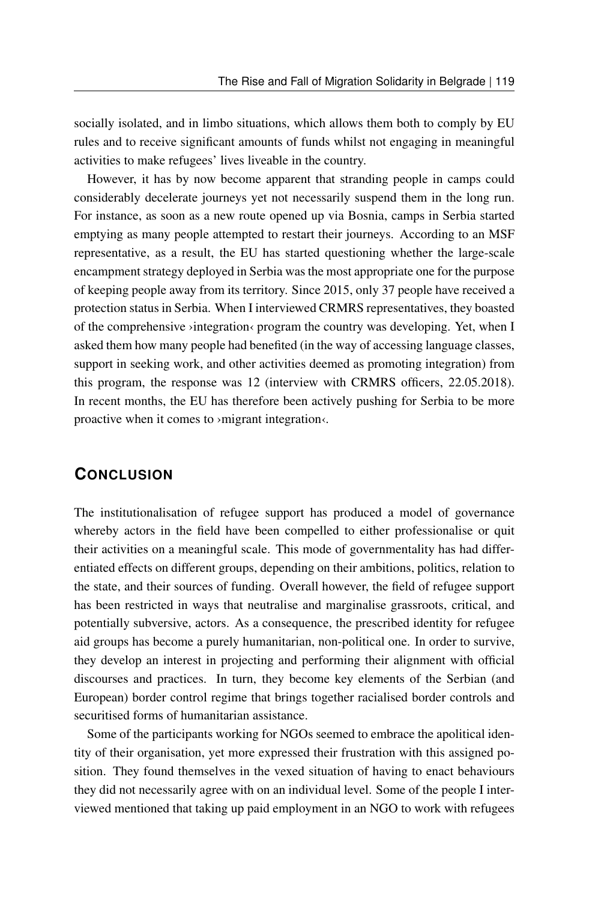socially isolated, and in limbo situations, which allows them both to comply by EU rules and to receive significant amounts of funds whilst not engaging in meaningful activities to make refugees' lives liveable in the country.

However, it has by now become apparent that stranding people in camps could considerably decelerate journeys yet not necessarily suspend them in the long run. For instance, as soon as a new route opened up via Bosnia, camps in Serbia started emptying as many people attempted to restart their journeys. According to an MSF representative, as a result, the EU has started questioning whether the large-scale encampment strategy deployed in Serbia was the most appropriate one for the purpose of keeping people away from its territory. Since 2015, only 37 people have received a protection status in Serbia. When I interviewed CRMRS representatives, they boasted of the comprehensive ›integration‹ program the country was developing. Yet, when I asked them how many people had benefited (in the way of accessing language classes, support in seeking work, and other activities deemed as promoting integration) from this program, the response was 12 (interview with CRMRS officers, 22.05.2018). In recent months, the EU has therefore been actively pushing for Serbia to be more proactive when it comes to ›migrant integration‹.

## Conclusion

The institutionalisation of refugee support has produced a model of governance whereby actors in the field have been compelled to either professionalise or quit their activities on a meaningful scale. This mode of governmentality has had differentiated effects on different groups, depending on their ambitions, politics, relation to the state, and their sources of funding. Overall however, the field of refugee support has been restricted in ways that neutralise and marginalise grassroots, critical, and potentially subversive, actors. As a consequence, the prescribed identity for refugee aid groups has become a purely humanitarian, non-political one. In order to survive, they develop an interest in projecting and performing their alignment with official discourses and practices. In turn, they become key elements of the Serbian (and European) border control regime that brings together racialised border controls and securitised forms of humanitarian assistance.

Some of the participants working for NGOs seemed to embrace the apolitical identity of their organisation, yet more expressed their frustration with this assigned position. They found themselves in the vexed situation of having to enact behaviours they did not necessarily agree with on an individual level. Some of the people I interviewed mentioned that taking up paid employment in an NGO to work with refugees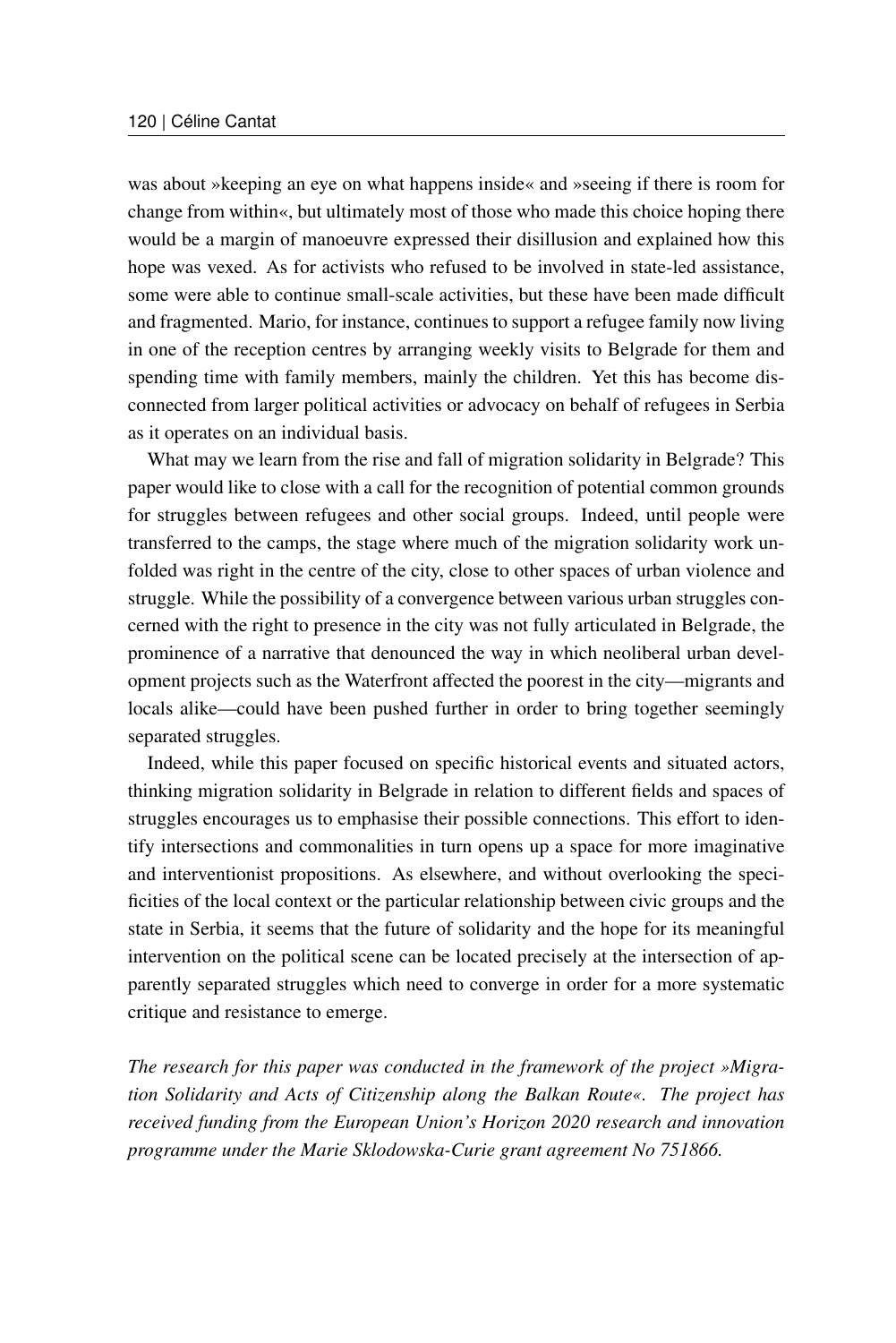was about »keeping an eye on what happens inside« and »seeing if there is room for change from within«, but ultimately most of those who made this choice hoping there would be a margin of manoeuvre expressed their disillusion and explained how this hope was vexed. As for activists who refused to be involved in state-led assistance, some were able to continue small-scale activities, but these have been made difficult and fragmented. Mario, for instance, continues to support a refugee family now living in one of the reception centres by arranging weekly visits to Belgrade for them and spending time with family members, mainly the children. Yet this has become disconnected from larger political activities or advocacy on behalf of refugees in Serbia as it operates on an individual basis.

What may we learn from the rise and fall of migration solidarity in Belgrade? This paper would like to close with a call for the recognition of potential common grounds for struggles between refugees and other social groups. Indeed, until people were transferred to the camps, the stage where much of the migration solidarity work unfolded was right in the centre of the city, close to other spaces of urban violence and struggle. While the possibility of a convergence between various urban struggles concerned with the right to presence in the city was not fully articulated in Belgrade, the prominence of a narrative that denounced the way in which neoliberal urban development projects such as the Waterfront affected the poorest in the city—migrants and locals alike—could have been pushed further in order to bring together seemingly separated struggles.

Indeed, while this paper focused on specific historical events and situated actors, thinking migration solidarity in Belgrade in relation to different fields and spaces of struggles encourages us to emphasise their possible connections. This effort to identify intersections and commonalities in turn opens up a space for more imaginative and interventionist propositions. As elsewhere, and without overlooking the specificities of the local context or the particular relationship between civic groups and the state in Serbia, it seems that the future of solidarity and the hope for its meaningful intervention on the political scene can be located precisely at the intersection of apparently separated struggles which need to converge in order for a more systematic critique and resistance to emerge.

*The research for this paper was conducted in the framework of the project »Migration Solidarity and Acts of Citizenship along the Balkan Route«. The project has received funding from the European Union's Horizon 2020 research and innovation programme under the Marie Sklodowska-Curie grant agreement No 751866.*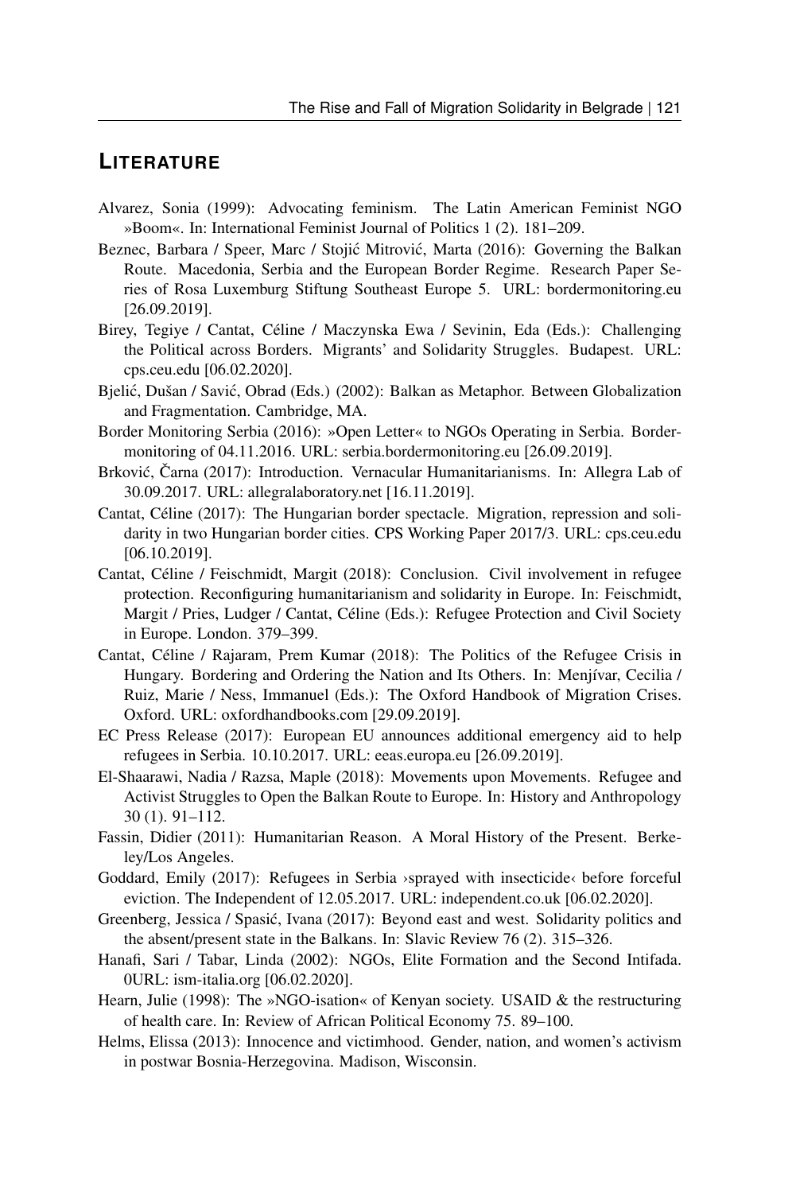## LITERATURE

Alvarez, Sonia (1999): Advocating feminism. The Latin American Feminist NGO »Boom«. In: International Feminist Journal of Politics 1 (2). 181–209.

Beznec, Barbara / Speer, Marc / Stojić Mitrović, Marta (2016): Governing the Balkan Route. Macedonia, Serbia and the European Border Regime. Research Paper Series of Rosa Luxemburg Stiftung Southeast Europe 5. URL: bordermonitoring.eu [26.09.2019].

Birey, Tegiye / Cantat, Céline / Maczynska Ewa / Sevinin, Eda (Eds.): Challenging the Political across Borders. Migrants' and Solidarity Struggles. Budapest. URL: cps.ceu.edu [06.02.2020].

Bjelić, Dušan / Savić, Obrad (Eds.) (2002): Balkan as Metaphor. Between Globalization and Fragmentation. Cambridge, MA.

Border Monitoring Serbia (2016): »Open Letter« to NGOs Operating in Serbia. Bordermonitoring of 04.11.2016. URL: serbia.bordermonitoring.eu [26.09.2019].

Brković, Čarna (2017): Introduction. Vernacular Humanitarianisms. In: Allegra Lab of 30.09.2017. URL: allegralaboratory.net [16.11.2019].

Cantat, Céline (2017): The Hungarian border spectacle. Migration, repression and solidarity in two Hungarian border cities. CPS Working Paper 2017/3. URL: cps.ceu.edu [06.10.2019].

Cantat, Céline / Feischmidt, Margit (2018): Conclusion. Civil involvement in refugee protection. Reconfiguring humanitarianism and solidarity in Europe. In: Feischmidt, Margit / Pries, Ludger / Cantat, Céline (Eds.): Refugee Protection and Civil Society in Europe. London. 379–399.

Cantat, Céline / Rajaram, Prem Kumar (2018): The Politics of the Refugee Crisis in Hungary. Bordering and Ordering the Nation and Its Others. In: Menjívar, Cecilia / Ruiz, Marie / Ness, Immanuel (Eds.): The Oxford Handbook of Migration Crises. Oxford. URL: oxfordhandbooks.com [29.09.2019].

EC Press Release (2017): European EU announces additional emergency aid to help refugees in Serbia. 10.10.2017. URL: eeas.europa.eu [26.09.2019].

El-Shaarawi, Nadia / Razsa, Maple (2018): Movements upon Movements. Refugee and Activist Struggles to Open the Balkan Route to Europe. In: History and Anthropology 30 (1). 91–112.

Fassin, Didier (2011): Humanitarian Reason. A Moral History of the Present. Berkeley/Los Angeles.

Goddard, Emily (2017): Refugees in Serbia ›sprayed with insecticide‹ before forceful eviction. The Independent of 12.05.2017. URL: independent.co.uk [06.02.2020].

Greenberg, Jessica / Spasić, Ivana (2017): Beyond east and west. Solidarity politics and the absent/present state in the Balkans. In: Slavic Review 76 (2). 315–326.

Hanafi, Sari / Tabar, Linda (2002): NGOs, Elite Formation and the Second Intifada. 0URL: ism-italia.org [06.02.2020].

Hearn, Julie (1998): The »NGO-isation« of Kenyan society. USAID & the restructuring of health care. In: Review of African Political Economy 75. 89–100.

Helms, Elissa (2013): Innocence and victimhood. Gender, nation, and women's activism in postwar Bosnia-Herzegovina. Madison, Wisconsin.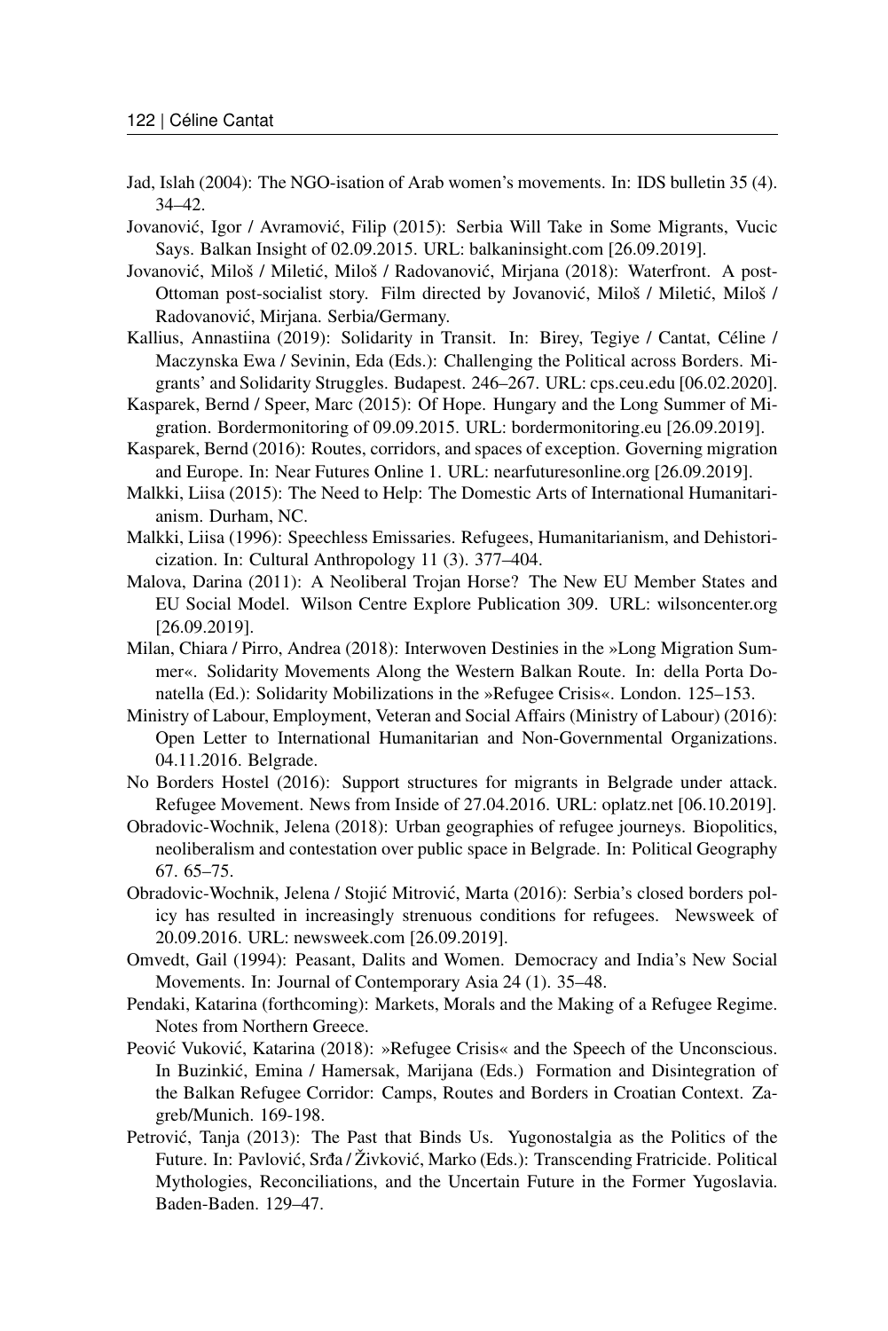Jad, Islah (2004): The NGO-isation of Arab women's movements. In: IDS bulletin 35 (4). 34–42.

Jovanović, Igor / Avramović, Filip (2015): Serbia Will Take in Some Migrants, Vucic Says. Balkan Insight of 02.09.2015. URL: balkaninsight.com [26.09.2019].

Jovanović, Miloš / Miletić, Miloš / Radovanović, Mirjana (2018): Waterfront. A post-Ottoman post-socialist story. Film directed by Jovanović, Miloš / Miletić, Miloš / Radovanović, Mirjana. Serbia/Germany.

Kallius, Annastiina (2019): Solidarity in Transit. In: Birey, Tegiye / Cantat, Céline / Maczynska Ewa / Sevinin, Eda (Eds.): Challenging the Political across Borders. Migrants' and Solidarity Struggles. Budapest. 246–267. URL: cps.ceu.edu [06.02.2020].

Kasparek, Bernd / Speer, Marc (2015): Of Hope. Hungary and the Long Summer of Migration. Bordermonitoring of 09.09.2015. URL: bordermonitoring.eu [26.09.2019].

Kasparek, Bernd (2016): Routes, corridors, and spaces of exception. Governing migration and Europe. In: Near Futures Online 1. URL: nearfuturesonline.org [26.09.2019].

Malkki, Liisa (2015): The Need to Help: The Domestic Arts of International Humanitarianism. Durham, NC.

Malkki, Liisa (1996): Speechless Emissaries. Refugees, Humanitarianism, and Dehistoricization. In: Cultural Anthropology 11 (3). 377–404.

Malova, Darina (2011): A Neoliberal Trojan Horse? The New EU Member States and EU Social Model. Wilson Centre Explore Publication 309. URL: wilsoncenter.org [26.09.2019].

Milan, Chiara / Pirro, Andrea (2018): Interwoven Destinies in the »Long Migration Summer«. Solidarity Movements Along the Western Balkan Route. In: della Porta Donatella (Ed.): Solidarity Mobilizations in the »Refugee Crisis«. London. 125–153.

Ministry of Labour, Employment, Veteran and Social Affairs (Ministry of Labour) (2016): Open Letter to International Humanitarian and Non-Governmental Organizations. 04.11.2016. Belgrade.

No Borders Hostel (2016): Support structures for migrants in Belgrade under attack. Refugee Movement. News from Inside of 27.04.2016. URL: oplatz.net [06.10.2019].

Obradovic-Wochnik, Jelena (2018): Urban geographies of refugee journeys. Biopolitics, neoliberalism and contestation over public space in Belgrade. In: Political Geography 67. 65–75.

Obradovic-Wochnik, Jelena / Stojić Mitrović, Marta (2016): Serbia's closed borders policy has resulted in increasingly strenuous conditions for refugees. Newsweek of 20.09.2016. URL: newsweek.com [26.09.2019].

Omvedt, Gail (1994): Peasant, Dalits and Women. Democracy and India's New Social Movements. In: Journal of Contemporary Asia 24 (1). 35–48.

Pendaki, Katarina (forthcoming): Markets, Morals and the Making of a Refugee Regime. Notes from Northern Greece.

Peović Vuković, Katarina (2018): »Refugee Crisis« and the Speech of the Unconscious. In Buzinkić, Emina / Hamersak, Marijana (Eds.) Formation and Disintegration of the Balkan Refugee Corridor: Camps, Routes and Borders in Croatian Context. Zagreb/Munich. 169-198.

Petrović, Tanja (2013): The Past that Binds Us. Yugonostalgia as the Politics of the Future. In: Pavlović, Srđa / Živković, Marko (Eds.): Transcending Fratricide. Political Mythologies, Reconciliations, and the Uncertain Future in the Former Yugoslavia. Baden-Baden. 129–47.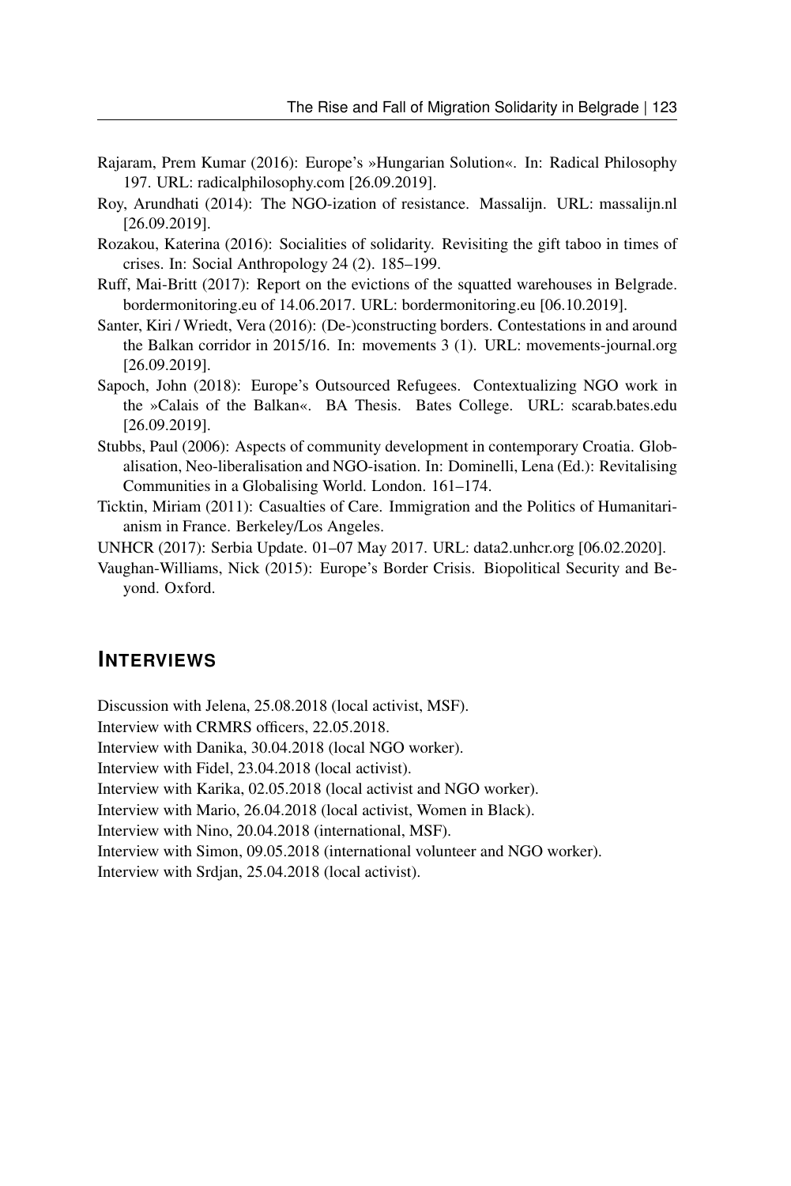Rajaram, Prem Kumar (2016): Europe's »Hungarian Solution«. In: Radical Philosophy 197. URL: radicalphilosophy.com [26.09.2019].

Roy, Arundhati (2014): The NGO-ization of resistance. Massalijn. URL: massalijn.nl [26.09.2019].

Rozakou, Katerina (2016): Socialities of solidarity. Revisiting the gift taboo in times of crises. In: Social Anthropology 24 (2). 185–199.

Ruff, Mai-Britt (2017): Report on the evictions of the squatted warehouses in Belgrade. bordermonitoring.eu of 14.06.2017. URL: bordermonitoring.eu [06.10.2019].

Santer, Kiri / Wriedt, Vera (2016): (De-)constructing borders. Contestations in and around the Balkan corridor in 2015/16. In: movements 3 (1). URL: movements-journal.org [26.09.2019].

Sapoch, John (2018): Europe's Outsourced Refugees. Contextualizing NGO work in the »Calais of the Balkan«. BA Thesis. Bates College. URL: scarab.bates.edu [26.09.2019].

Stubbs, Paul (2006): Aspects of community development in contemporary Croatia. Globalisation, Neo-liberalisation and NGO-isation. In: Dominelli, Lena (Ed.): Revitalising Communities in a Globalising World. London. 161–174.

Ticktin, Miriam (2011): Casualties of Care. Immigration and the Politics of Humanitarianism in France. Berkeley/Los Angeles.

UNHCR (2017): Serbia Update. 01–07 May 2017. URL: data2.unhcr.org [06.02.2020].

Vaughan-Williams, Nick (2015): Europe's Border Crisis. Biopolitical Security and Beyond. Oxford.

## INTERVIEWS

Discussion with Jelena, 25.08.2018 (local activist, MSF).

Interview with CRMRS officers, 22.05.2018.

Interview with Danika, 30.04.2018 (local NGO worker).

Interview with Fidel, 23.04.2018 (local activist).

Interview with Karika, 02.05.2018 (local activist and NGO worker).

Interview with Mario, 26.04.2018 (local activist, Women in Black).

Interview with Nino, 20.04.2018 (international, MSF).

Interview with Simon, 09.05.2018 (international volunteer and NGO worker).

Interview with Srdjan, 25.04.2018 (local activist).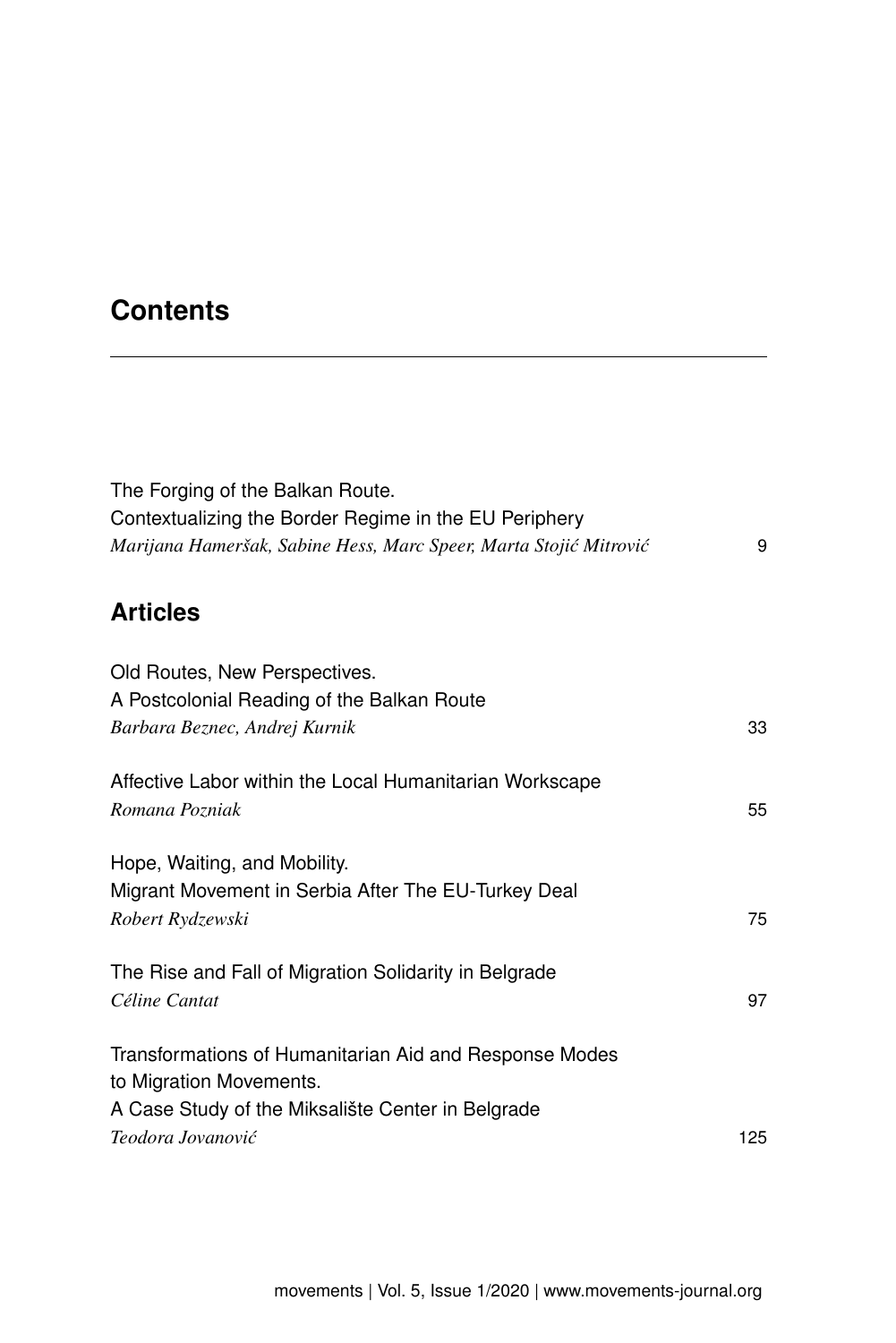# Contents

The Forging of the Balkan Route.
Contextualizing the Border Regime in the EU Periphery
*Marijana Hameršak, Sabine Hess, Marc Speer, Marta Stojić Mitrović* 9

## Articles

Old Routes, New Perspectives.
A Postcolonial Reading of the Balkan Route
*Barbara Beznec, Andrej Kurnik* 33

Affective Labor within the Local Humanitarian Workscape
*Romana Pozniak* 55

Hope, Waiting, and Mobility.
Migrant Movement in Serbia After The EU-Turkey Deal
*Robert Rydzewski* 75

The Rise and Fall of Migration Solidarity in Belgrade
*Céline Cantat* 97

Transformations of Humanitarian Aid and Response Modes
to Migration Movements.
A Case Study of the Miksalište Center in Belgrade
*Teodora Jovanović* 125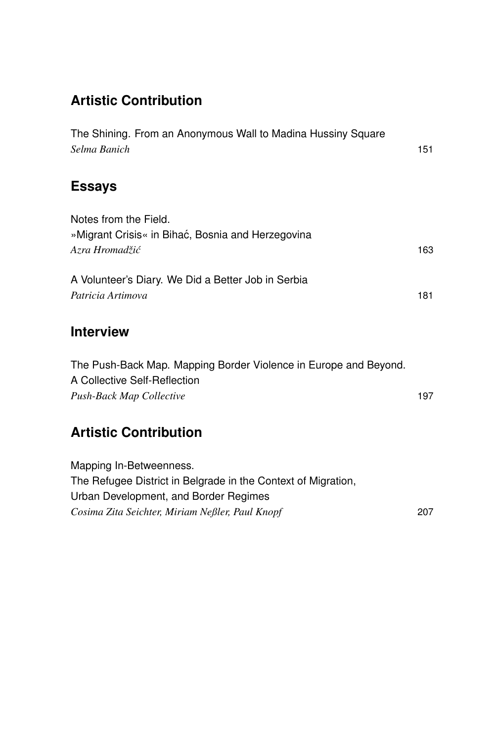## Artistic Contribution

The Shining. From an Anonymous Wall to Madina Hussiny Square
*Selma Banich* 151

## Essays

Notes from the Field.
»Migrant Crisis« in Bihać, Bosnia and Herzegovina
*Azra Hromadžić* 163

A Volunteer's Diary. We Did a Better Job in Serbia
*Patricia Artimova* 181

## Interview

The Push-Back Map. Mapping Border Violence in Europe and Beyond.
A Collective Self-Reflection
*Push-Back Map Collective* 197

## Artistic Contribution

Mapping In-Betweenness.
The Refugee District in Belgrade in the Context of Migration,
Urban Development, and Border Regimes
*Cosima Zita Seichter, Miriam Neßler, Paul Knopf* 207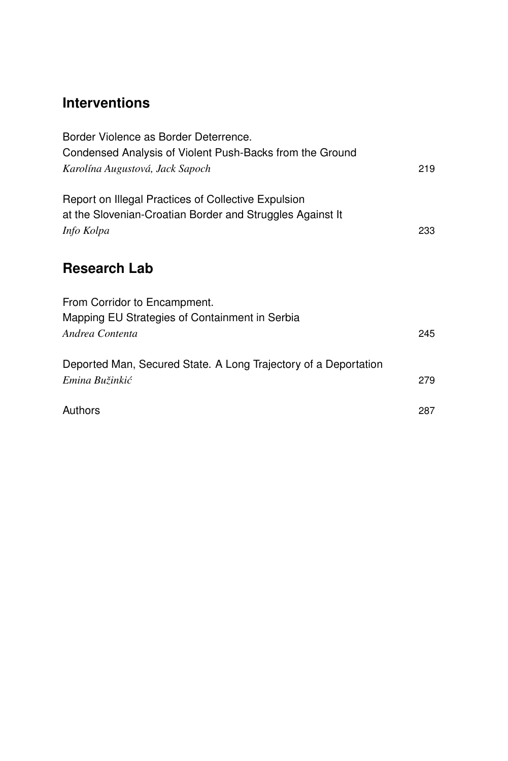## Interventions

Border Violence as Border Deterrence.
Condensed Analysis of Violent Push-Backs from the Ground
*Karolína Augustová, Jack Sapoch* 219

Report on Illegal Practices of Collective Expulsion
at the Slovenian-Croatian Border and Struggles Against It
*Info Kolpa* 233

## Research Lab

From Corridor to Encampment.
Mapping EU Strategies of Containment in Serbia
*Andrea Contenta* 245

Deported Man, Secured State. A Long Trajectory of a Deportation
*Emina Bužinkić* 279

Authors 287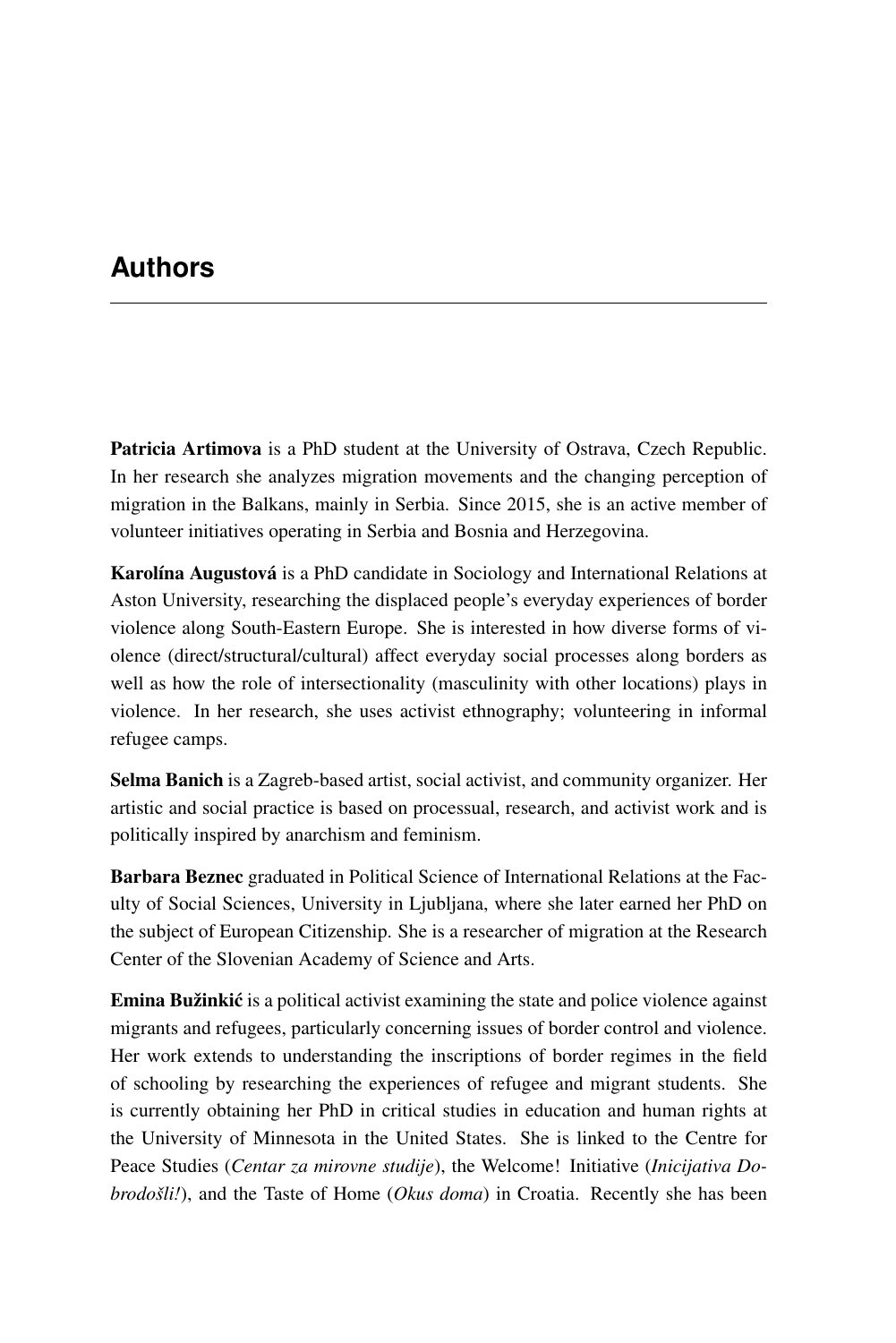# Authors

**Patricia Artimova** is a PhD student at the University of Ostrava, Czech Republic. In her research she analyzes migration movements and the changing perception of migration in the Balkans, mainly in Serbia. Since 2015, she is an active member of volunteer initiatives operating in Serbia and Bosnia and Herzegovina.

**Karolína Augustová** is a PhD candidate in Sociology and International Relations at Aston University, researching the displaced people's everyday experiences of border violence along South-Eastern Europe. She is interested in how diverse forms of violence (direct/structural/cultural) affect everyday social processes along borders as well as how the role of intersectionality (masculinity with other locations) plays in violence. In her research, she uses activist ethnography; volunteering in informal refugee camps.

**Selma Banich** is a Zagreb-based artist, social activist, and community organizer. Her artistic and social practice is based on processual, research, and activist work and is politically inspired by anarchism and feminism.

**Barbara Beznec** graduated in Political Science of International Relations at the Faculty of Social Sciences, University in Ljubljana, where she later earned her PhD on the subject of European Citizenship. She is a researcher of migration at the Research Center of the Slovenian Academy of Science and Arts.

**Emina Bužinkić** is a political activist examining the state and police violence against migrants and refugees, particularly concerning issues of border control and violence. Her work extends to understanding the inscriptions of border regimes in the field of schooling by researching the experiences of refugee and migrant students. She is currently obtaining her PhD in critical studies in education and human rights at the University of Minnesota in the United States. She is linked to the Centre for Peace Studies (*Centar za mirovne studije*), the Welcome! Initiative (*Inicijativa Dobrodošli!*), and the Taste of Home (*Okus doma*) in Croatia. Recently she has been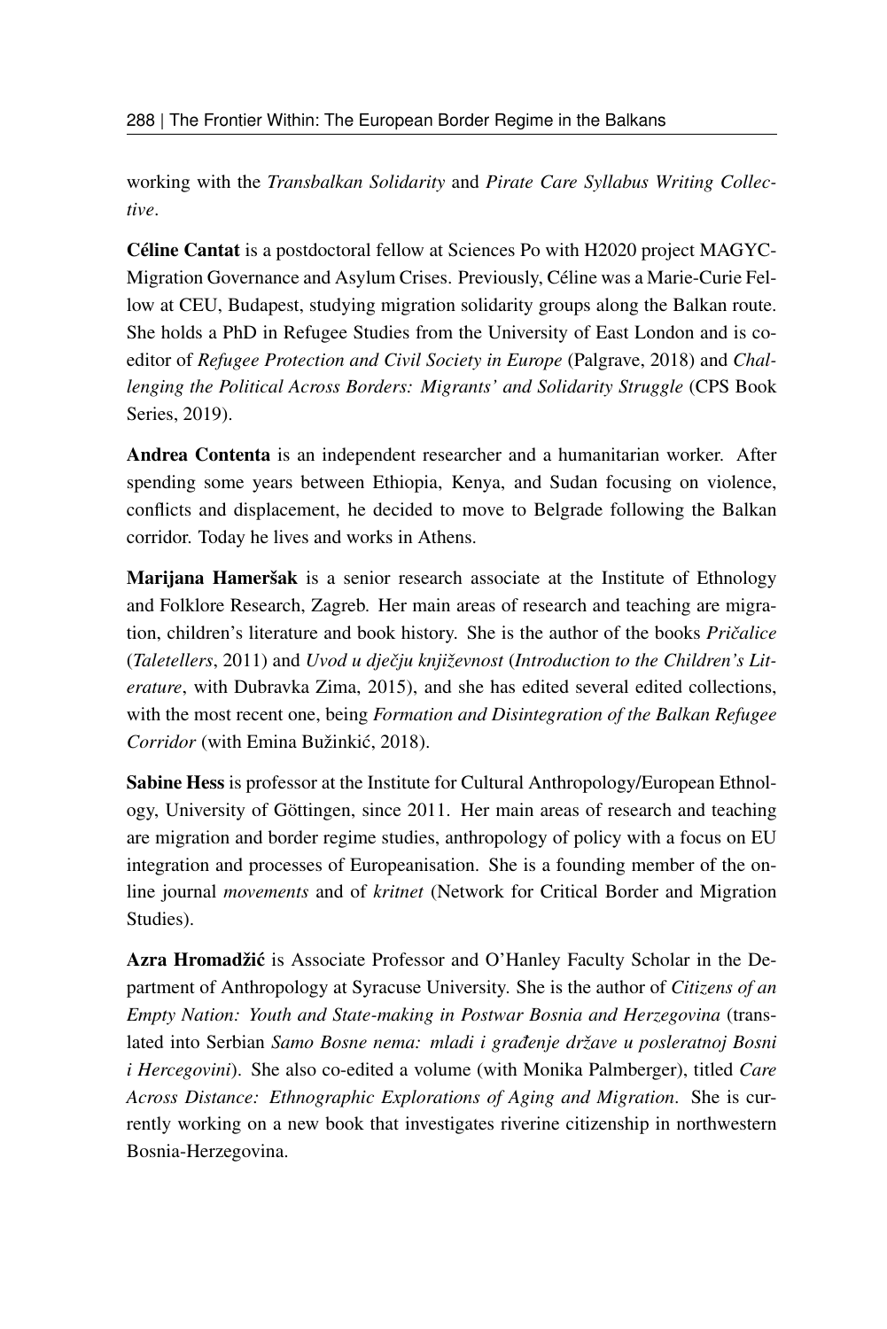working with the *Transbalkan Solidarity* and *Pirate Care Syllabus Writing Collective*.

**Céline Cantat** is a postdoctoral fellow at Sciences Po with H2020 project MAGYC-Migration Governance and Asylum Crises. Previously, Céline was a Marie-Curie Fellow at CEU, Budapest, studying migration solidarity groups along the Balkan route. She holds a PhD in Refugee Studies from the University of East London and is co-editor of *Refugee Protection and Civil Society in Europe* (Palgrave, 2018) and *Challenging the Political Across Borders: Migrants' and Solidarity Struggle* (CPS Book Series, 2019).

**Andrea Contenta** is an independent researcher and a humanitarian worker. After spending some years between Ethiopia, Kenya, and Sudan focusing on violence, conflicts and displacement, he decided to move to Belgrade following the Balkan corridor. Today he lives and works in Athens.

**Marijana Hameršak** is a senior research associate at the Institute of Ethnology and Folklore Research, Zagreb. Her main areas of research and teaching are migration, children's literature and book history. She is the author of the books *Pričalice* (*Taletellers*, 2011) and *Uvod u dječju književnost* (*Introduction to the Children's Literature*, with Dubravka Zima, 2015), and she has edited several edited collections, with the most recent one, being *Formation and Disintegration of the Balkan Refugee Corridor* (with Emina Bužinkić, 2018).

**Sabine Hess** is professor at the Institute for Cultural Anthropology/European Ethnology, University of Göttingen, since 2011. Her main areas of research and teaching are migration and border regime studies, anthropology of policy with a focus on EU integration and processes of Europeanisation. She is a founding member of the online journal *movements* and of *kritnet* (Network for Critical Border and Migration Studies).

**Azra Hromadžić** is Associate Professor and O'Hanley Faculty Scholar in the Department of Anthropology at Syracuse University. She is the author of *Citizens of an Empty Nation: Youth and State-making in Postwar Bosnia and Herzegovina* (translated into Serbian *Samo Bosne nema: mladi i građenje države u posleratnoj Bosni i Hercegovini*). She also co-edited a volume (with Monika Palmberger), titled *Care Across Distance: Ethnographic Explorations of Aging and Migration*. She is currently working on a new book that investigates riverine citizenship in northwestern Bosnia-Herzegovina.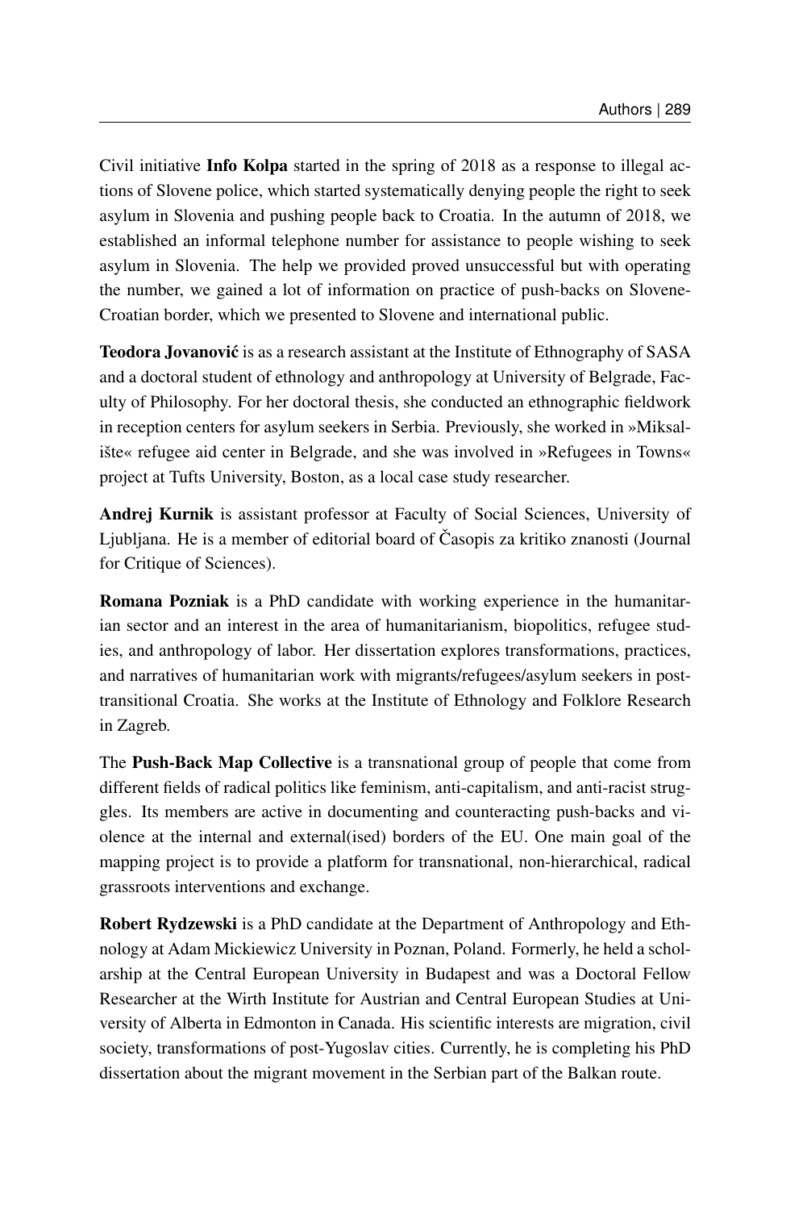Civil initiative **Info Kolpa** started in the spring of 2018 as a response to illegal actions of Slovene police, which started systematically denying people the right to seek asylum in Slovenia and pushing people back to Croatia. In the autumn of 2018, we established an informal telephone number for assistance to people wishing to seek asylum in Slovenia. The help we provided proved unsuccessful but with operating the number, we gained a lot of information on practice of push-backs on Slovene-Croatian border, which we presented to Slovene and international public.

**Teodora Jovanović** is as a research assistant at the Institute of Ethnography of SASA and a doctoral student of ethnology and anthropology at University of Belgrade, Faculty of Philosophy. For her doctoral thesis, she conducted an ethnographic fieldwork in reception centers for asylum seekers in Serbia. Previously, she worked in »Miksalište« refugee aid center in Belgrade, and she was involved in »Refugees in Towns« project at Tufts University, Boston, as a local case study researcher.

**Andrej Kurnik** is assistant professor at Faculty of Social Sciences, University of Ljubljana. He is a member of editorial board of Časopis za kritiko znanosti (Journal for Critique of Sciences).

**Romana Pozniak** is a PhD candidate with working experience in the humanitarian sector and an interest in the area of humanitarianism, biopolitics, refugee studies, and anthropology of labor. Her dissertation explores transformations, practices, and narratives of humanitarian work with migrants/refugees/asylum seekers in post-transitional Croatia. She works at the Institute of Ethnology and Folklore Research in Zagreb.

The **Push-Back Map Collective** is a transnational group of people that come from different fields of radical politics like feminism, anti-capitalism, and anti-racist struggles. Its members are active in documenting and counteracting push-backs and violence at the internal and external(ised) borders of the EU. One main goal of the mapping project is to provide a platform for transnational, non-hierarchical, radical grassroots interventions and exchange.

**Robert Rydzewski** is a PhD candidate at the Department of Anthropology and Ethnology at Adam Mickiewicz University in Poznan, Poland. Formerly, he held a scholarship at the Central European University in Budapest and was a Doctoral Fellow Researcher at the Wirth Institute for Austrian and Central European Studies at University of Alberta in Edmonton in Canada. His scientific interests are migration, civil society, transformations of post-Yugoslav cities. Currently, he is completing his PhD dissertation about the migrant movement in the Serbian part of the Balkan route.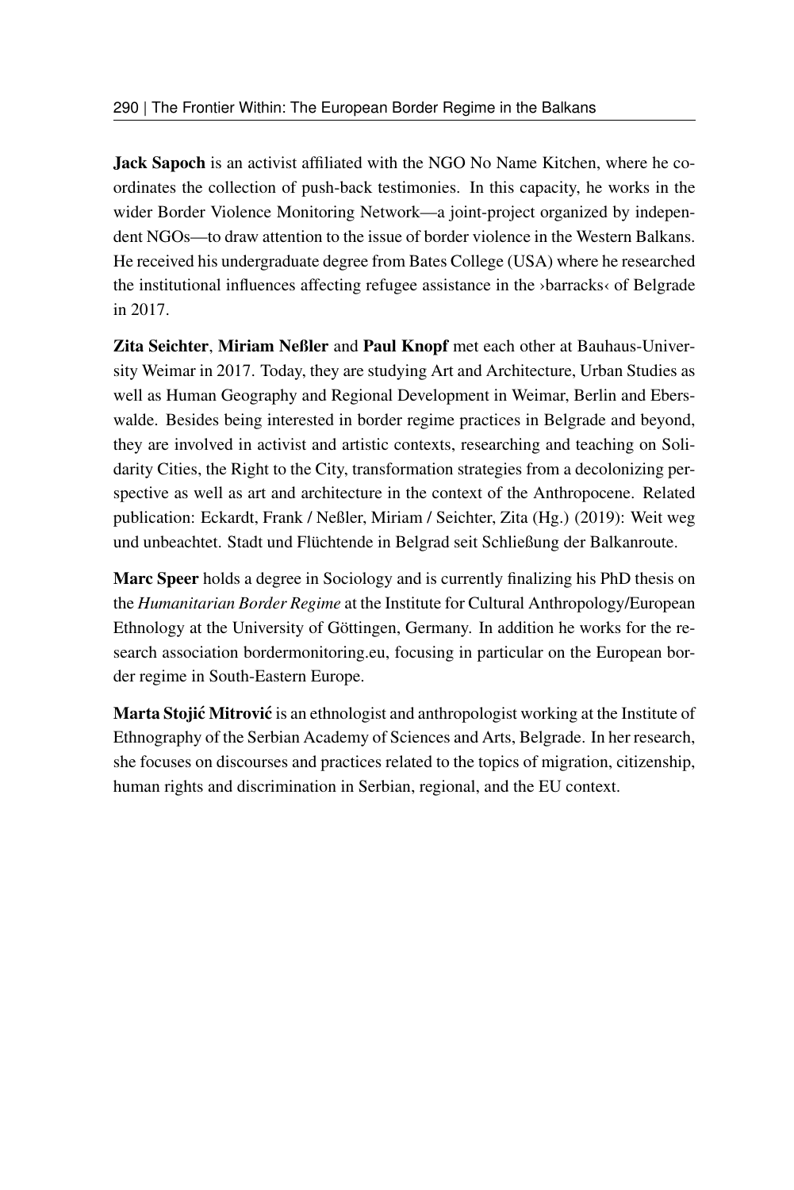**Jack Sapoch** is an activist affiliated with the NGO No Name Kitchen, where he coordinates the collection of push-back testimonies. In this capacity, he works in the wider Border Violence Monitoring Network—a joint-project organized by independent NGOs—to draw attention to the issue of border violence in the Western Balkans. He received his undergraduate degree from Bates College (USA) where he researched the institutional influences affecting refugee assistance in the ›barracks‹ of Belgrade in 2017.

**Zita Seichter**, **Miriam Neßler** and **Paul Knopf** met each other at Bauhaus-University Weimar in 2017. Today, they are studying Art and Architecture, Urban Studies as well as Human Geography and Regional Development in Weimar, Berlin and Eberswalde. Besides being interested in border regime practices in Belgrade and beyond, they are involved in activist and artistic contexts, researching and teaching on Solidarity Cities, the Right to the City, transformation strategies from a decolonizing perspective as well as art and architecture in the context of the Anthropocene. Related publication: Eckardt, Frank / Neßler, Miriam / Seichter, Zita (Hg.) (2019): Weit weg und unbeachtet. Stadt und Flüchtende in Belgrad seit Schließung der Balkanroute.

**Marc Speer** holds a degree in Sociology and is currently finalizing his PhD thesis on the *Humanitarian Border Regime* at the Institute for Cultural Anthropology/European Ethnology at the University of Göttingen, Germany. In addition he works for the research association bordermonitoring.eu, focusing in particular on the European border regime in South-Eastern Europe.

**Marta Stojić Mitrović** is an ethnologist and anthropologist working at the Institute of Ethnography of the Serbian Academy of Sciences and Arts, Belgrade. In her research, she focuses on discourses and practices related to the topics of migration, citizenship, human rights and discrimination in Serbian, regional, and the EU context.